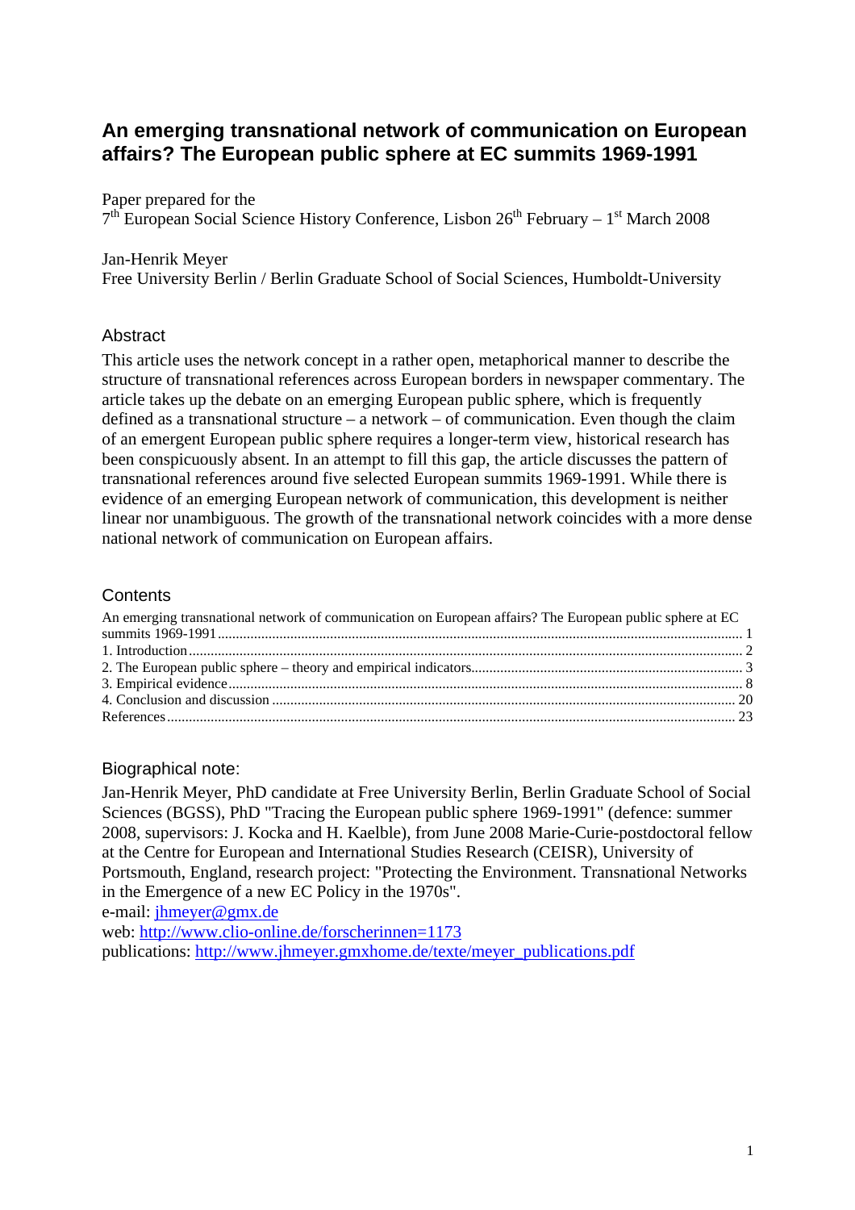# An emerging transnational network of communication on European affairs? The European public sphere at EC summits 1969-1991

Paper prepared for the
7th European Social Science History Conference, Lisbon 26th February – 1st March 2008

Jan-Henrik Meyer
Free University Berlin / Berlin Graduate School of Social Sciences, Humboldt-University

## Abstract

This article uses the network concept in a rather open, metaphorical manner to describe the structure of transnational references across European borders in newspaper commentary. The article takes up the debate on an emerging European public sphere, which is frequently defined as a transnational structure – a network – of communication. Even though the claim of an emergent European public sphere requires a longer-term view, historical research has been conspicuously absent. In an attempt to fill this gap, the article discusses the pattern of transnational references around five selected European summits 1969-1991. While there is evidence of an emerging European network of communication, this development is neither linear nor unambiguous. The growth of the transnational network coincides with a more dense national network of communication on European affairs.

## Contents

An emerging transnational network of communication on European affairs? The European public sphere at EC summits 1969-1991 ... 1
1. Introduction ... 2
2. The European public sphere – theory and empirical indicators ... 3
3. Empirical evidence ... 8
4. Conclusion and discussion ... 20
References ... 23

## Biographical note:

Jan-Henrik Meyer, PhD candidate at Free University Berlin, Berlin Graduate School of Social Sciences (BGSS), PhD "Tracing the European public sphere 1969-1991" (defence: summer 2008, supervisors: J. Kocka and H. Kaelble), from June 2008 Marie-Curie-postdoctoral fellow at the Centre for European and International Studies Research (CEISR), University of Portsmouth, England, research project: "Protecting the Environment. Transnational Networks in the Emergence of a new EC Policy in the 1970s".
e-mail: jhmeyer@gmx.de
web: http://www.clio-online.de/forscherinnen=1173
publications: http://www.jhmeyer.gmxhome.de/texte/meyer_publications.pdf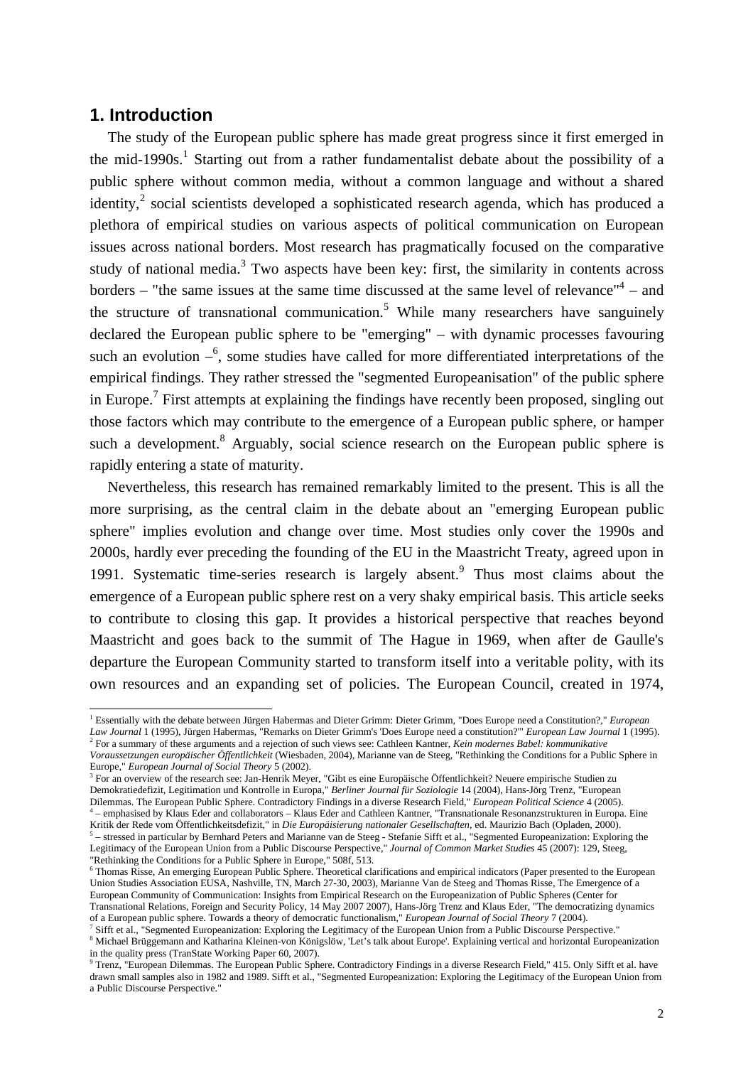## 1. Introduction

The study of the European public sphere has made great progress since it first emerged in the mid-1990s.[1] Starting out from a rather fundamentalist debate about the possibility of a public sphere without common media, without a common language and without a shared identity,[2] social scientists developed a sophisticated research agenda, which has produced a plethora of empirical studies on various aspects of political communication on European issues across national borders. Most research has pragmatically focused on the comparative study of national media.[3] Two aspects have been key: first, the similarity in contents across borders – "the same issues at the same time discussed at the same level of relevance"[4] – and the structure of transnational communication.[5] While many researchers have sanguinely declared the European public sphere to be "emerging" – with dynamic processes favouring such an evolution –[6], some studies have called for more differentiated interpretations of the empirical findings. They rather stressed the "segmented Europeanisation" of the public sphere in Europe.[7] First attempts at explaining the findings have recently been proposed, singling out those factors which may contribute to the emergence of a European public sphere, or hamper such a development.[8] Arguably, social science research on the European public sphere is rapidly entering a state of maturity.

Nevertheless, this research has remained remarkably limited to the present. This is all the more surprising, as the central claim in the debate about an "emerging European public sphere" implies evolution and change over time. Most studies only cover the 1990s and 2000s, hardly ever preceding the founding of the EU in the Maastricht Treaty, agreed upon in 1991. Systematic time-series research is largely absent.[9] Thus most claims about the emergence of a European public sphere rest on a very shaky empirical basis. This article seeks to contribute to closing this gap. It provides a historical perspective that reaches beyond Maastricht and goes back to the summit of The Hague in 1969, when after de Gaulle's departure the European Community started to transform itself into a veritable polity, with its own resources and an expanding set of policies. The European Council, created in 1974,

---

[1] Essentially with the debate between Jürgen Habermas and Dieter Grimm: Dieter Grimm, "Does Europe need a Constitution?," *European Law Journal* 1 (1995), Jürgen Habermas, "Remarks on Dieter Grimm's 'Does Europe need a constitution?'" *European Law Journal* 1 (1995).

[2] For a summary of these arguments and a rejection of such views see: Cathleen Kantner, *Kein modernes Babel: kommunikative Voraussetzungen europäischer Öffentlichkeit* (Wiesbaden, 2004), Marianne van de Steeg, "Rethinking the Conditions for a Public Sphere in Europe," *European Journal of Social Theory* 5 (2002).

[3] For an overview of the research see: Jan-Henrik Meyer, "Gibt es eine Europäische Öffentlichkeit? Neuere empirische Studien zu Demokratiedefizit, Legitimation und Kontrolle in Europa," *Berliner Journal für Soziologie* 14 (2004), Hans-Jörg Trenz, "European Dilemmas. The European Public Sphere. Contradictory Findings in a diverse Research Field," *European Political Science* 4 (2005).

[4] – emphasised by Klaus Eder and collaborators – Klaus Eder and Cathleen Kantner, "Transnationale Resonanzstrukturen in Europa. Eine Kritik der Rede vom Öffentlichkeitsdefizit," in *Die Europäisierung nationaler Gesellschaften*, ed. Maurizio Bach (Opladen, 2000).

[5] – stressed in particular by Bernhard Peters and Marianne van de Steeg - Stefanie Sifft et al., "Segmented Europeanization: Exploring the Legitimacy of the European Union from a Public Discourse Perspective," *Journal of Common Market Studies* 45 (2007): 129, Steeg, "Rethinking the Conditions for a Public Sphere in Europe," 508f, 513.

[6] Thomas Risse, An emerging European Public Sphere. Theoretical clarifications and empirical indicators (Paper presented to the European Union Studies Association EUSA, Nashville, TN, March 27-30, 2003), Marianne Van de Steeg and Thomas Risse, The Emergence of a European Community of Communication: Insights from Empirical Research on the Europeanization of Public Spheres (Center for Transnational Relations, Foreign and Security Policy, 14 May 2007 2007), Hans-Jörg Trenz and Klaus Eder, "The democratizing dynamics of a European public sphere. Towards a theory of democratic functionalism," *European Journal of Social Theory* 7 (2004).

[7] Sifft et al., "Segmented Europeanization: Exploring the Legitimacy of the European Union from a Public Discourse Perspective."

[8] Michael Brüggemann and Katharina Kleinen-von Königslöw, 'Let's talk about Europe'. Explaining vertical and horizontal Europeanization in the quality press (TranState Working Paper 60, 2007).

[9] Trenz, "European Dilemmas. The European Public Sphere. Contradictory Findings in a diverse Research Field," 415. Only Sifft et al. have drawn small samples also in 1982 and 1989. Sifft et al., "Segmented Europeanization: Exploring the Legitimacy of the European Union from a Public Discourse Perspective."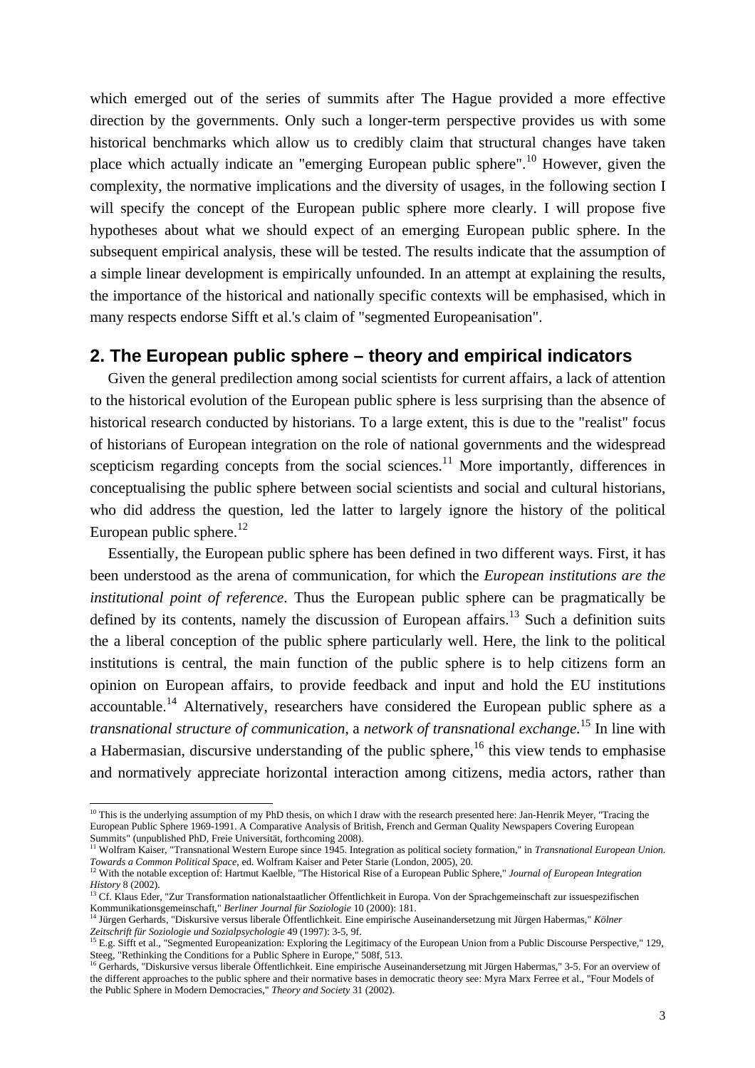which emerged out of the series of summits after The Hague provided a more effective direction by the governments. Only such a longer-term perspective provides us with some historical benchmarks which allow us to credibly claim that structural changes have taken place which actually indicate an "emerging European public sphere".[10] However, given the complexity, the normative implications and the diversity of usages, in the following section I will specify the concept of the European public sphere more clearly. I will propose five hypotheses about what we should expect of an emerging European public sphere. In the subsequent empirical analysis, these will be tested. The results indicate that the assumption of a simple linear development is empirically unfounded. In an attempt at explaining the results, the importance of the historical and nationally specific contexts will be emphasised, which in many respects endorse Sifft et al.'s claim of "segmented Europeanisation".

## 2. The European public sphere – theory and empirical indicators

Given the general predilection among social scientists for current affairs, a lack of attention to the historical evolution of the European public sphere is less surprising than the absence of historical research conducted by historians. To a large extent, this is due to the "realist" focus of historians of European integration on the role of national governments and the widespread scepticism regarding concepts from the social sciences.[11] More importantly, differences in conceptualising the public sphere between social scientists and social and cultural historians, who did address the question, led the latter to largely ignore the history of the political European public sphere.[12]

Essentially, the European public sphere has been defined in two different ways. First, it has been understood as the arena of communication, for which the *European institutions are the institutional point of reference*. Thus the European public sphere can be pragmatically be defined by its contents, namely the discussion of European affairs.[13] Such a definition suits the a liberal conception of the public sphere particularly well. Here, the link to the political institutions is central, the main function of the public sphere is to help citizens form an opinion on European affairs, to provide feedback and input and hold the EU institutions accountable.[14] Alternatively, researchers have considered the European public sphere as a *transnational structure of communication*, a *network of transnational exchange*.[15] In line with a Habermasian, discursive understanding of the public sphere,[16] this view tends to emphasise and normatively appreciate horizontal interaction among citizens, media actors, rather than

---

[10] This is the underlying assumption of my PhD thesis, on which I draw with the research presented here: Jan-Henrik Meyer, "Tracing the European Public Sphere 1969-1991. A Comparative Analysis of British, French and German Quality Newspapers Covering European Summits" (unpublished PhD, Freie Universität, forthcoming 2008).

[11] Wolfram Kaiser, "Transnational Western Europe since 1945. Integration as political society formation," in *Transnational European Union. Towards a Common Political Space*, ed. Wolfram Kaiser and Peter Starie (London, 2005), 20.

[12] With the notable exception of: Hartmut Kaelble, "The Historical Rise of a European Public Sphere," *Journal of European Integration History* 8 (2002).

[13] Cf. Klaus Eder, "Zur Transformation nationalstaatlicher Öffentlichkeit in Europa. Von der Sprachgemeinschaft zur issuespezifischen Kommunikationsgemeinschaft," *Berliner Journal für Soziologie* 10 (2000): 181.

[14] Jürgen Gerhards, "Diskursive versus liberale Öffentlichkeit. Eine empirische Auseinandersetzung mit Jürgen Habermas," *Kölner Zeitschrift für Soziologie und Sozialpsychologie* 49 (1997): 3-5, 9f.

[15] E.g. Sifft et al., "Segmented Europeanization: Exploring the Legitimacy of the European Union from a Public Discourse Perspective," 129, Steeg, "Rethinking the Conditions for a Public Sphere in Europe," 508f, 513.

[16] Gerhards, "Diskursive versus liberale Öffentlichkeit. Eine empirische Auseinandersetzung mit Jürgen Habermas," 3-5. For an overview of the different approaches to the public sphere and their normative bases in democratic theory see: Myra Marx Ferree et al., "Four Models of the Public Sphere in Modern Democracies," *Theory and Society* 31 (2002).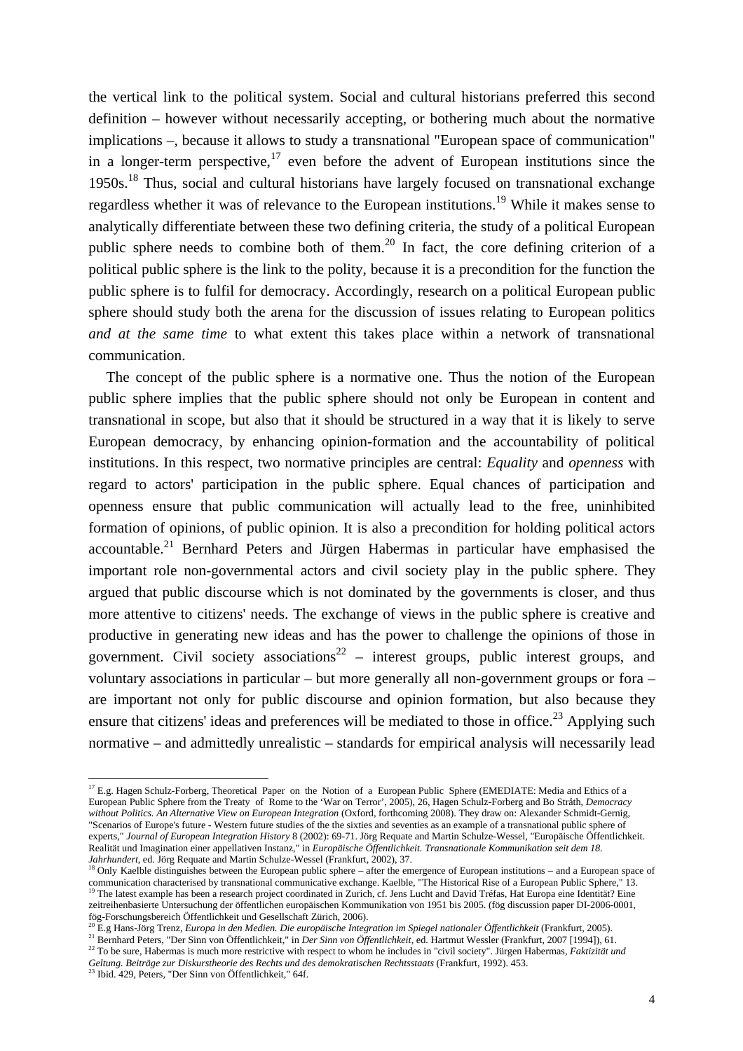the vertical link to the political system. Social and cultural historians preferred this second definition – however without necessarily accepting, or bothering much about the normative implications –, because it allows to study a transnational "European space of communication" in a longer-term perspective,[17] even before the advent of European institutions since the 1950s.[18] Thus, social and cultural historians have largely focused on transnational exchange regardless whether it was of relevance to the European institutions.[19] While it makes sense to analytically differentiate between these two defining criteria, the study of a political European public sphere needs to combine both of them.[20] In fact, the core defining criterion of a political public sphere is the link to the polity, because it is a precondition for the function the public sphere is to fulfil for democracy. Accordingly, research on a political European public sphere should study both the arena for the discussion of issues relating to European politics *and at the same time* to what extent this takes place within a network of transnational communication.

The concept of the public sphere is a normative one. Thus the notion of the European public sphere implies that the public sphere should not only be European in content and transnational in scope, but also that it should be structured in a way that it is likely to serve European democracy, by enhancing opinion-formation and the accountability of political institutions. In this respect, two normative principles are central: *Equality* and *openness* with regard to actors' participation in the public sphere. Equal chances of participation and openness ensure that public communication will actually lead to the free, uninhibited formation of opinions, of public opinion. It is also a precondition for holding political actors accountable.[21] Bernhard Peters and Jürgen Habermas in particular have emphasised the important role non-governmental actors and civil society play in the public sphere. They argued that public discourse which is not dominated by the governments is closer, and thus more attentive to citizens' needs. The exchange of views in the public sphere is creative and productive in generating new ideas and has the power to challenge the opinions of those in government. Civil society associations[22] – interest groups, public interest groups, and voluntary associations in particular – but more generally all non-government groups or fora – are important not only for public discourse and opinion formation, but also because they ensure that citizens' ideas and preferences will be mediated to those in office.[23] Applying such normative – and admittedly unrealistic – standards for empirical analysis will necessarily lead

---

[17] E.g. Hagen Schulz-Forberg, Theoretical Paper on the Notion of a European Public Sphere (EMEDIATE: Media and Ethics of a European Public Sphere from the Treaty of Rome to the 'War on Terror', 2005), 26, Hagen Schulz-Forberg and Bo Stråth, *Democracy without Politics. An Alternative View on European Integration* (Oxford, forthcoming 2008). They draw on: Alexander Schmidt-Gernig, "Scenarios of Europe's future - Western future studies of the the sixties and seventies as an example of a transnational public sphere of experts," *Journal of European Integration History* 8 (2002): 69-71. Jörg Requate and Martin Schulze-Wessel, "Europäische Öffentlichkeit. Realität und Imagination einer appellativen Instanz," in *Europäische Öffentlichkeit. Transnationale Kommunikation seit dem 18. Jahrhundert*, ed. Jörg Requate and Martin Schulze-Wessel (Frankfurt, 2002), 37.

[18] Only Kaelble distinguishes between the European public sphere – after the emergence of European institutions – and a European space of communication characterised by transnational communicative exchange. Kaelble, "The Historical Rise of a European Public Sphere," 13.

[19] The latest example has been a research project coordinated in Zurich, cf. Jens Lucht and David Tréfas, Hat Europa eine Identität? Eine zeitreihenbasierte Untersuchung der öffentlichen europäischen Kommunikation von 1951 bis 2005. (fög discussion paper DI-2006-0001, fög-Forschungsbereich Öffentlichkeit und Gesellschaft Zürich, 2006).

[20] E.g Hans-Jörg Trenz, *Europa in den Medien. Die europäische Integration im Spiegel nationaler Öffentlichkeit* (Frankfurt, 2005).

[21] Bernhard Peters, "Der Sinn von Öffentlichkeit," in *Der Sinn von Öffentlichkeit*, ed. Hartmut Wessler (Frankfurt, 2007 [1994]), 61.

[22] To be sure, Habermas is much more restrictive with respect to whom he includes in "civil society". Jürgen Habermas, *Faktizität und Geltung. Beiträge zur Diskurstheorie des Rechts und des demokratischen Rechtsstaats* (Frankfurt, 1992). 453.

[23] Ibid. 429, Peters, "Der Sinn von Öffentlichkeit," 64f.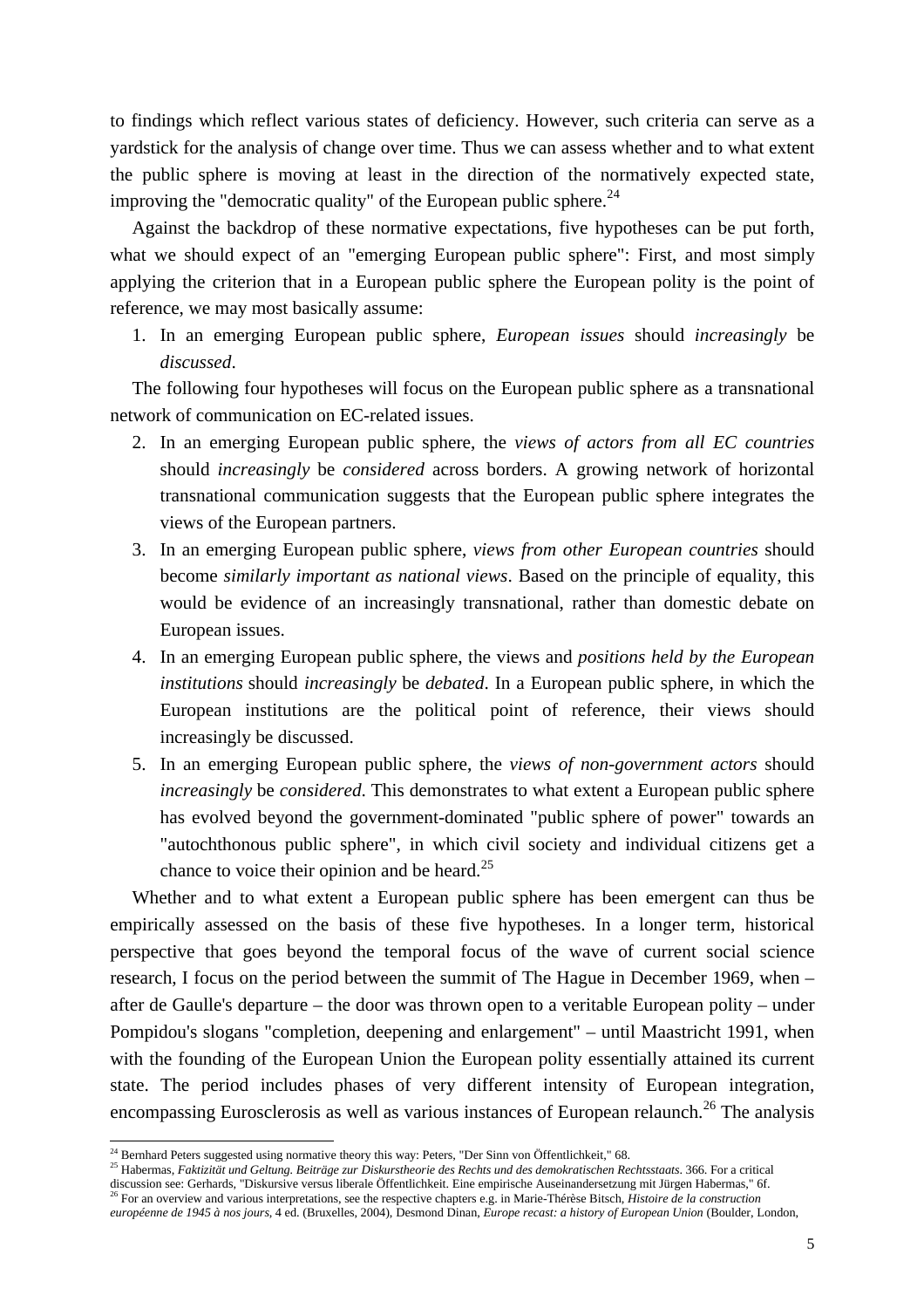to findings which reflect various states of deficiency. However, such criteria can serve as a yardstick for the analysis of change over time. Thus we can assess whether and to what extent the public sphere is moving at least in the direction of the normatively expected state, improving the "democratic quality" of the European public sphere.[24]

Against the backdrop of these normative expectations, five hypotheses can be put forth, what we should expect of an "emerging European public sphere": First, and most simply applying the criterion that in a European public sphere the European polity is the point of reference, we may most basically assume:

1. In an emerging European public sphere, *European issues* should *increasingly* be *discussed*.

The following four hypotheses will focus on the European public sphere as a transnational network of communication on EC-related issues.

2. In an emerging European public sphere, the *views of actors from all EC countries* should *increasingly* be *considered* across borders. A growing network of horizontal transnational communication suggests that the European public sphere integrates the views of the European partners.
3. In an emerging European public sphere, *views from other European countries* should become *similarly important as national views*. Based on the principle of equality, this would be evidence of an increasingly transnational, rather than domestic debate on European issues.
4. In an emerging European public sphere, the views and *positions held by the European institutions* should *increasingly* be *debated*. In a European public sphere, in which the European institutions are the political point of reference, their views should increasingly be discussed.
5. In an emerging European public sphere, the *views of non-government actors* should *increasingly* be *considered*. This demonstrates to what extent a European public sphere has evolved beyond the government-dominated "public sphere of power" towards an "autochthonous public sphere", in which civil society and individual citizens get a chance to voice their opinion and be heard.[25]

Whether and to what extent a European public sphere has been emergent can thus be empirically assessed on the basis of these five hypotheses. In a longer term, historical perspective that goes beyond the temporal focus of the wave of current social science research, I focus on the period between the summit of The Hague in December 1969, when – after de Gaulle's departure – the door was thrown open to a veritable European polity – under Pompidou's slogans "completion, deepening and enlargement" – until Maastricht 1991, when with the founding of the European Union the European polity essentially attained its current state. The period includes phases of very different intensity of European integration, encompassing Eurosclerosis as well as various instances of European relaunch.[26] The analysis

[24] Bernhard Peters suggested using normative theory this way: Peters, "Der Sinn von Öffentlichkeit," 68.

[25] Habermas, *Faktizität und Geltung. Beiträge zur Diskurstheorie des Rechts und des demokratischen Rechtsstaats*. 366. For a critical discussion see: Gerhards, "Diskursive versus liberale Öffentlichkeit. Eine empirische Auseinandersetzung mit Jürgen Habermas," 6f.

[26] For an overview and various interpretations, see the respective chapters e.g. in Marie-Thérèse Bitsch, *Histoire de la construction européenne de 1945 à nos jours*, 4 ed. (Bruxelles, 2004), Desmond Dinan, *Europe recast: a history of European Union* (Boulder, London,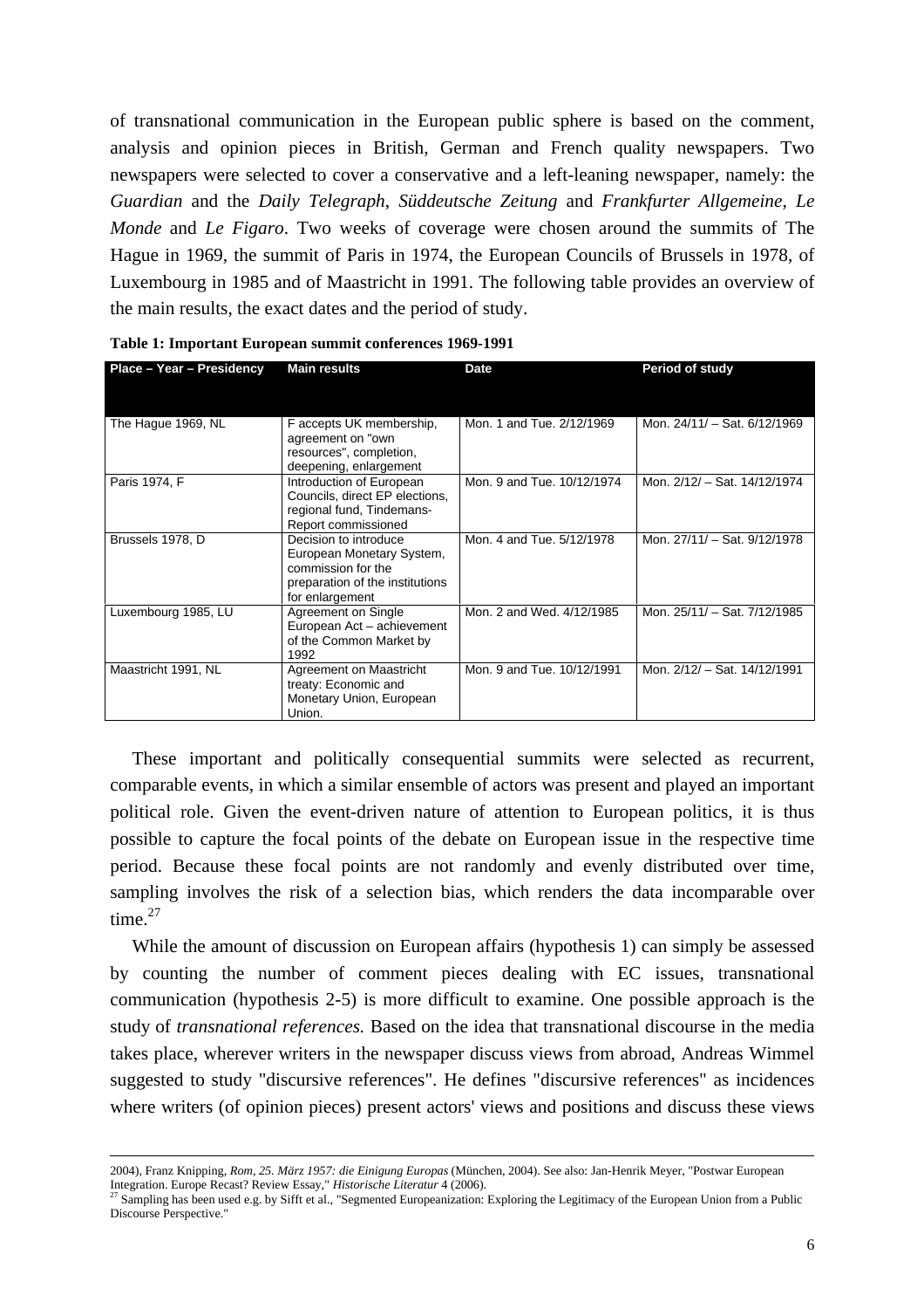of transnational communication in the European public sphere is based on the comment, analysis and opinion pieces in British, German and French quality newspapers. Two newspapers were selected to cover a conservative and a left-leaning newspaper, namely: the *Guardian* and the *Daily Telegraph*, *Süddeutsche Zeitung* and *Frankfurter Allgemeine*, *Le Monde* and *Le Figaro*. Two weeks of coverage were chosen around the summits of The Hague in 1969, the summit of Paris in 1974, the European Councils of Brussels in 1978, of Luxembourg in 1985 and of Maastricht in 1991. The following table provides an overview of the main results, the exact dates and the period of study.

**Table 1: Important European summit conferences 1969-1991**

| Place – Year – Presidency | Main results | Date | Period of study |
|---|---|---|---|
| The Hague 1969, NL | F accepts UK membership, agreement on "own resources", completion, deepening, enlargement | Mon. 1 and Tue. 2/12/1969 | Mon. 24/11/ – Sat. 6/12/1969 |
| Paris 1974, F | Introduction of European Councils, direct EP elections, regional fund, Tindemans-Report commissioned | Mon. 9 and Tue. 10/12/1974 | Mon. 2/12/ – Sat. 14/12/1974 |
| Brussels 1978, D | Decision to introduce European Monetary System, commission for the preparation of the institutions for enlargement | Mon. 4 and Tue. 5/12/1978 | Mon. 27/11/ – Sat. 9/12/1978 |
| Luxembourg 1985, LU | Agreement on Single European Act – achievement of the Common Market by 1992 | Mon. 2 and Wed. 4/12/1985 | Mon. 25/11/ – Sat. 7/12/1985 |
| Maastricht 1991, NL | Agreement on Maastricht treaty: Economic and Monetary Union, European Union. | Mon. 9 and Tue. 10/12/1991 | Mon. 2/12/ – Sat. 14/12/1991 |

These important and politically consequential summits were selected as recurrent, comparable events, in which a similar ensemble of actors was present and played an important political role. Given the event-driven nature of attention to European politics, it is thus possible to capture the focal points of the debate on European issue in the respective time period. Because these focal points are not randomly and evenly distributed over time, sampling involves the risk of a selection bias, which renders the data incomparable over time.[27]

While the amount of discussion on European affairs (hypothesis 1) can simply be assessed by counting the number of comment pieces dealing with EC issues, transnational communication (hypothesis 2-5) is more difficult to examine. One possible approach is the study of *transnational references.* Based on the idea that transnational discourse in the media takes place, wherever writers in the newspaper discuss views from abroad, Andreas Wimmel suggested to study "discursive references". He defines "discursive references" as incidences where writers (of opinion pieces) present actors' views and positions and discuss these views

---

2004), Franz Knipping, *Rom, 25. März 1957: die Einigung Europas* (München, 2004). See also: Jan-Henrik Meyer, "Postwar European Integration. Europe Recast? Review Essay," *Historische Literatur* 4 (2006).

[27] Sampling has been used e.g. by Sifft et al., "Segmented Europeanization: Exploring the Legitimacy of the European Union from a Public Discourse Perspective."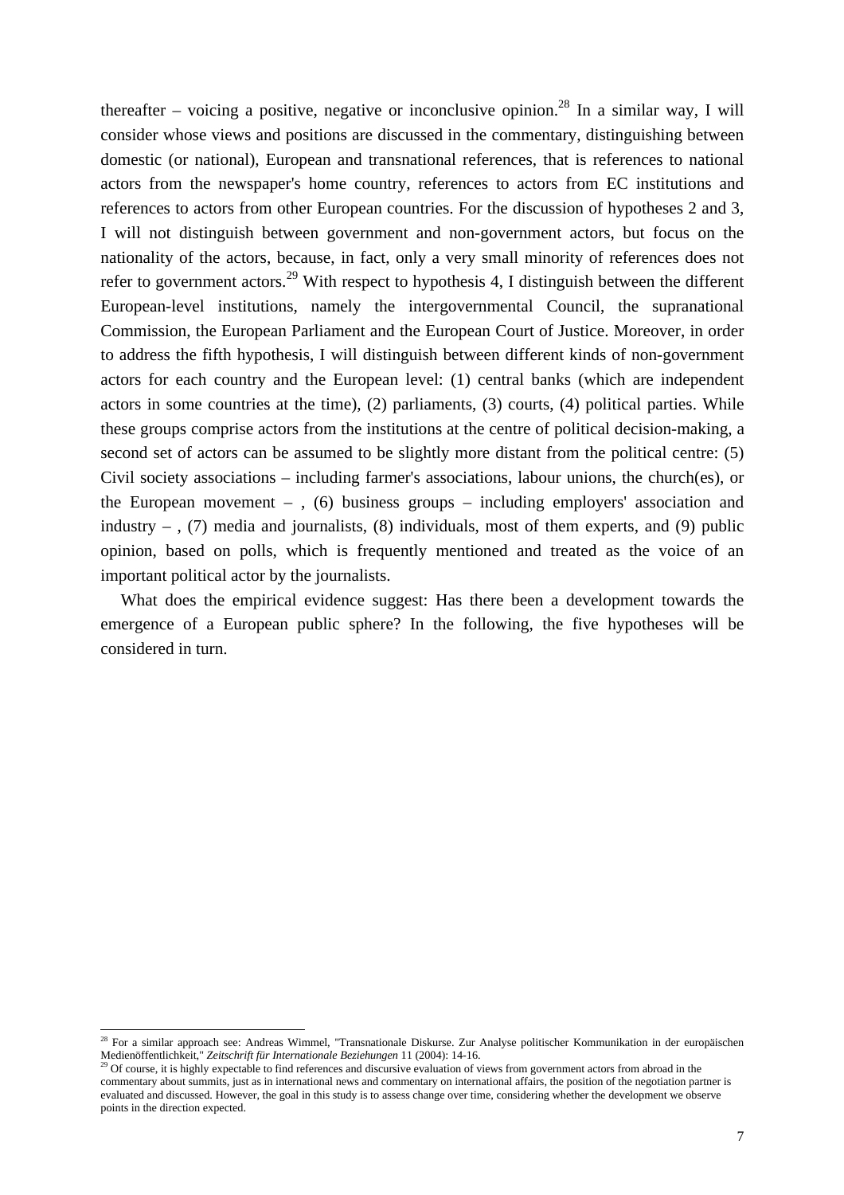thereafter – voicing a positive, negative or inconclusive opinion.[28] In a similar way, I will consider whose views and positions are discussed in the commentary, distinguishing between domestic (or national), European and transnational references, that is references to national actors from the newspaper's home country, references to actors from EC institutions and references to actors from other European countries. For the discussion of hypotheses 2 and 3, I will not distinguish between government and non-government actors, but focus on the nationality of the actors, because, in fact, only a very small minority of references does not refer to government actors.[29] With respect to hypothesis 4, I distinguish between the different European-level institutions, namely the intergovernmental Council, the supranational Commission, the European Parliament and the European Court of Justice. Moreover, in order to address the fifth hypothesis, I will distinguish between different kinds of non-government actors for each country and the European level: (1) central banks (which are independent actors in some countries at the time), (2) parliaments, (3) courts, (4) political parties. While these groups comprise actors from the institutions at the centre of political decision-making, a second set of actors can be assumed to be slightly more distant from the political centre: (5) Civil society associations – including farmer's associations, labour unions, the church(es), or the European movement – , (6) business groups – including employers' association and industry – , (7) media and journalists, (8) individuals, most of them experts, and (9) public opinion, based on polls, which is frequently mentioned and treated as the voice of an important political actor by the journalists.

What does the empirical evidence suggest: Has there been a development towards the emergence of a European public sphere? In the following, the five hypotheses will be considered in turn.

---

[28] For a similar approach see: Andreas Wimmel, "Transnationale Diskurse. Zur Analyse politischer Kommunikation in der europäischen Medienöffentlichkeit," *Zeitschrift für Internationale Beziehungen* 11 (2004): 14-16.

[29] Of course, it is highly expectable to find references and discursive evaluation of views from government actors from abroad in the commentary about summits, just as in international news and commentary on international affairs, the position of the negotiation partner is evaluated and discussed. However, the goal in this study is to assess change over time, considering whether the development we observe points in the direction expected.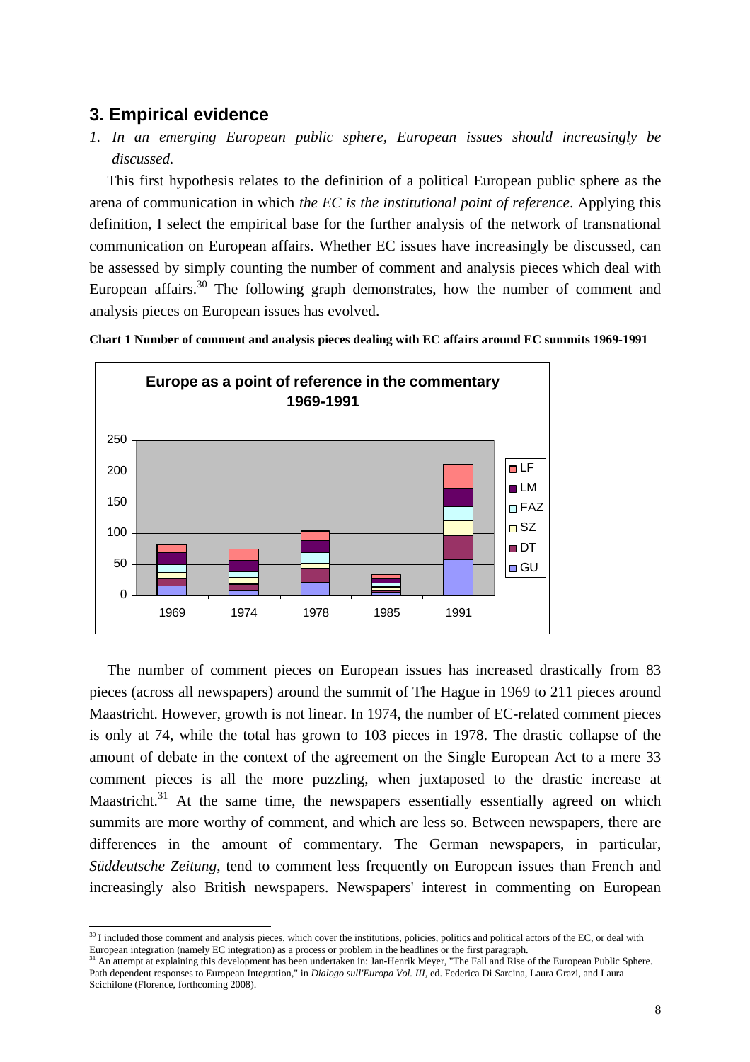## 3. Empirical evidence

1. *In an emerging European public sphere, European issues should increasingly be discussed.*

This first hypothesis relates to the definition of a political European public sphere as the arena of communication in which *the EC is the institutional point of reference*. Applying this definition, I select the empirical base for the further analysis of the network of transnational communication on European affairs. Whether EC issues have increasingly be discussed, can be assessed by simply counting the number of comment and analysis pieces which deal with European affairs.[30] The following graph demonstrates, how the number of comment and analysis pieces on European issues has evolved.

**Chart 1 Number of comment and analysis pieces dealing with EC affairs around EC summits 1969-1991**

The number of comment pieces on European issues has increased drastically from 83 pieces (across all newspapers) around the summit of The Hague in 1969 to 211 pieces around Maastricht. However, growth is not linear. In 1974, the number of EC-related comment pieces is only at 74, while the total has grown to 103 pieces in 1978. The drastic collapse of the amount of debate in the context of the agreement on the Single European Act to a mere 33 comment pieces is all the more puzzling, when juxtaposed to the drastic increase at Maastricht.[31] At the same time, the newspapers essentially essentially agreed on which summits are more worthy of comment, and which are less so. Between newspapers, there are differences in the amount of commentary. The German newspapers, in particular, *Süddeutsche Zeitung*, tend to comment less frequently on European issues than French and increasingly also British newspapers. Newspapers' interest in commenting on European

---

[30] I included those comment and analysis pieces, which cover the institutions, policies, politics and political actors of the EC, or deal with European integration (namely EC integration) as a process or problem in the headlines or the first paragraph.

[31] An attempt at explaining this development has been undertaken in: Jan-Henrik Meyer, "The Fall and Rise of the European Public Sphere. Path dependent responses to European Integration," in *Dialogo sull'Europa Vol. III*, ed. Federica Di Sarcina, Laura Grazi, and Laura Scichilone (Florence, forthcoming 2008).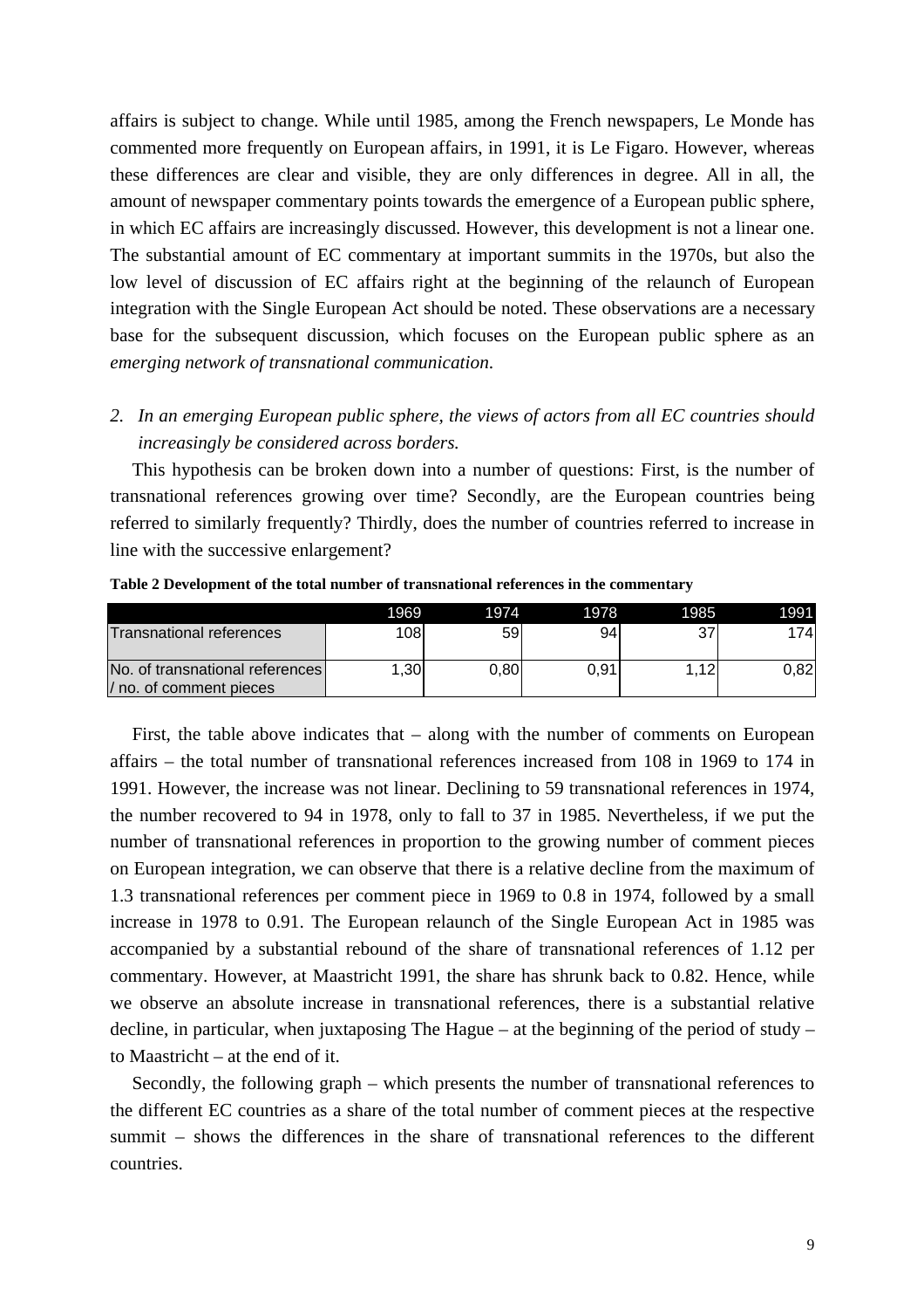affairs is subject to change. While until 1985, among the French newspapers, Le Monde has commented more frequently on European affairs, in 1991, it is Le Figaro. However, whereas these differences are clear and visible, they are only differences in degree. All in all, the amount of newspaper commentary points towards the emergence of a European public sphere, in which EC affairs are increasingly discussed. However, this development is not a linear one. The substantial amount of EC commentary at important summits in the 1970s, but also the low level of discussion of EC affairs right at the beginning of the relaunch of European integration with the Single European Act should be noted. These observations are a necessary base for the subsequent discussion, which focuses on the European public sphere as an *emerging network of transnational communication*.

2. *In an emerging European public sphere, the views of actors from all EC countries should increasingly be considered across borders.*

This hypothesis can be broken down into a number of questions: First, is the number of transnational references growing over time? Secondly, are the European countries being referred to similarly frequently? Thirdly, does the number of countries referred to increase in line with the successive enlargement?

**Table 2 Development of the total number of transnational references in the commentary**

| | 1969 | 1974 | 1978 | 1985 | 1991 |
|---|---|---|---|---|---|
| Transnational references | 108 | 59 | 94 | 37 | 174 |
| No. of transnational references / no. of comment pieces | 1,30 | 0,80 | 0,91 | 1,12 | 0,82 |

First, the table above indicates that – along with the number of comments on European affairs – the total number of transnational references increased from 108 in 1969 to 174 in 1991. However, the increase was not linear. Declining to 59 transnational references in 1974, the number recovered to 94 in 1978, only to fall to 37 in 1985. Nevertheless, if we put the number of transnational references in proportion to the growing number of comment pieces on European integration, we can observe that there is a relative decline from the maximum of 1.3 transnational references per comment piece in 1969 to 0.8 in 1974, followed by a small increase in 1978 to 0.91. The European relaunch of the Single European Act in 1985 was accompanied by a substantial rebound of the share of transnational references of 1.12 per commentary. However, at Maastricht 1991, the share has shrunk back to 0.82. Hence, while we observe an absolute increase in transnational references, there is a substantial relative decline, in particular, when juxtaposing The Hague – at the beginning of the period of study – to Maastricht – at the end of it.

Secondly, the following graph – which presents the number of transnational references to the different EC countries as a share of the total number of comment pieces at the respective summit – shows the differences in the share of transnational references to the different countries.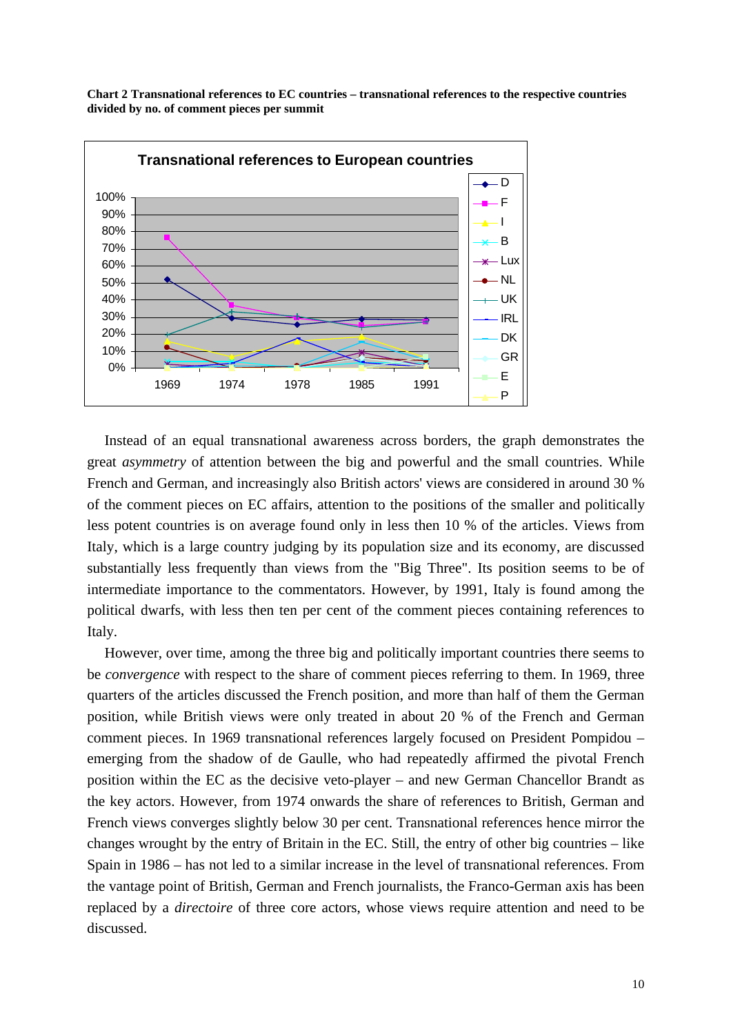**Chart 2 Transnational references to EC countries – transnational references to the respective countries divided by no. of comment pieces per summit**

Instead of an equal transnational awareness across borders, the graph demonstrates the great *asymmetry* of attention between the big and powerful and the small countries. While French and German, and increasingly also British actors' views are considered in around 30 % of the comment pieces on EC affairs, attention to the positions of the smaller and politically less potent countries is on average found only in less then 10 % of the articles. Views from Italy, which is a large country judging by its population size and its economy, are discussed substantially less frequently than views from the "Big Three". Its position seems to be of intermediate importance to the commentators. However, by 1991, Italy is found among the political dwarfs, with less then ten per cent of the comment pieces containing references to Italy.

However, over time, among the three big and politically important countries there seems to be *convergence* with respect to the share of comment pieces referring to them. In 1969, three quarters of the articles discussed the French position, and more than half of them the German position, while British views were only treated in about 20 % of the French and German comment pieces. In 1969 transnational references largely focused on President Pompidou – emerging from the shadow of de Gaulle, who had repeatedly affirmed the pivotal French position within the EC as the decisive veto-player – and new German Chancellor Brandt as the key actors. However, from 1974 onwards the share of references to British, German and French views converges slightly below 30 per cent. Transnational references hence mirror the changes wrought by the entry of Britain in the EC. Still, the entry of other big countries – like Spain in 1986 – has not led to a similar increase in the level of transnational references. From the vantage point of British, German and French journalists, the Franco-German axis has been replaced by a *directoire* of three core actors, whose views require attention and need to be discussed.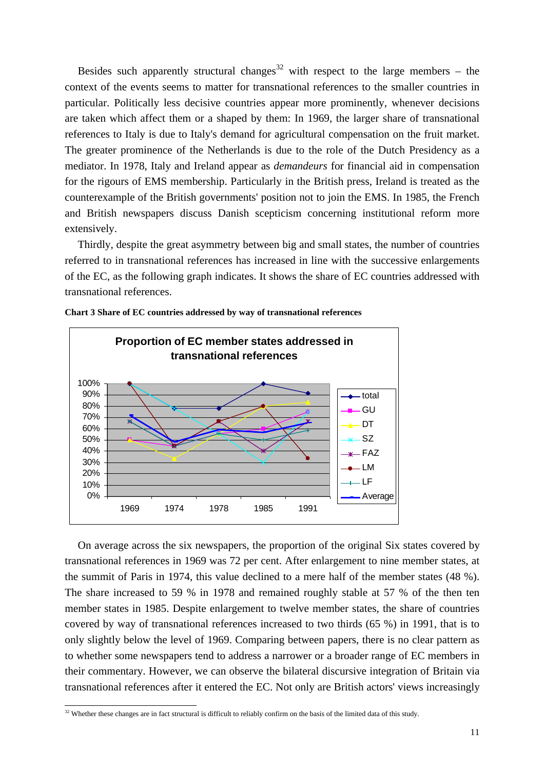Besides such apparently structural changes[32] with respect to the large members – the context of the events seems to matter for transnational references to the smaller countries in particular. Politically less decisive countries appear more prominently, whenever decisions are taken which affect them or a shaped by them: In 1969, the larger share of transnational references to Italy is due to Italy's demand for agricultural compensation on the fruit market. The greater prominence of the Netherlands is due to the role of the Dutch Presidency as a mediator. In 1978, Italy and Ireland appear as *demandeurs* for financial aid in compensation for the rigours of EMS membership. Particularly in the British press, Ireland is treated as the counterexample of the British governments' position not to join the EMS. In 1985, the French and British newspapers discuss Danish scepticism concerning institutional reform more extensively.

Thirdly, despite the great asymmetry between big and small states, the number of countries referred to in transnational references has increased in line with the successive enlargements of the EC, as the following graph indicates. It shows the share of EC countries addressed with transnational references.

**Chart 3 Share of EC countries addressed by way of transnational references**

On average across the six newspapers, the proportion of the original Six states covered by transnational references in 1969 was 72 per cent. After enlargement to nine member states, at the summit of Paris in 1974, this value declined to a mere half of the member states (48 %). The share increased to 59 % in 1978 and remained roughly stable at 57 % of the then ten member states in 1985. Despite enlargement to twelve member states, the share of countries covered by way of transnational references increased to two thirds (65 %) in 1991, that is to only slightly below the level of 1969. Comparing between papers, there is no clear pattern as to whether some newspapers tend to address a narrower or a broader range of EC members in their commentary. However, we can observe the bilateral discursive integration of Britain via transnational references after it entered the EC. Not only are British actors' views increasingly

[32] Whether these changes are in fact structural is difficult to reliably confirm on the basis of the limited data of this study.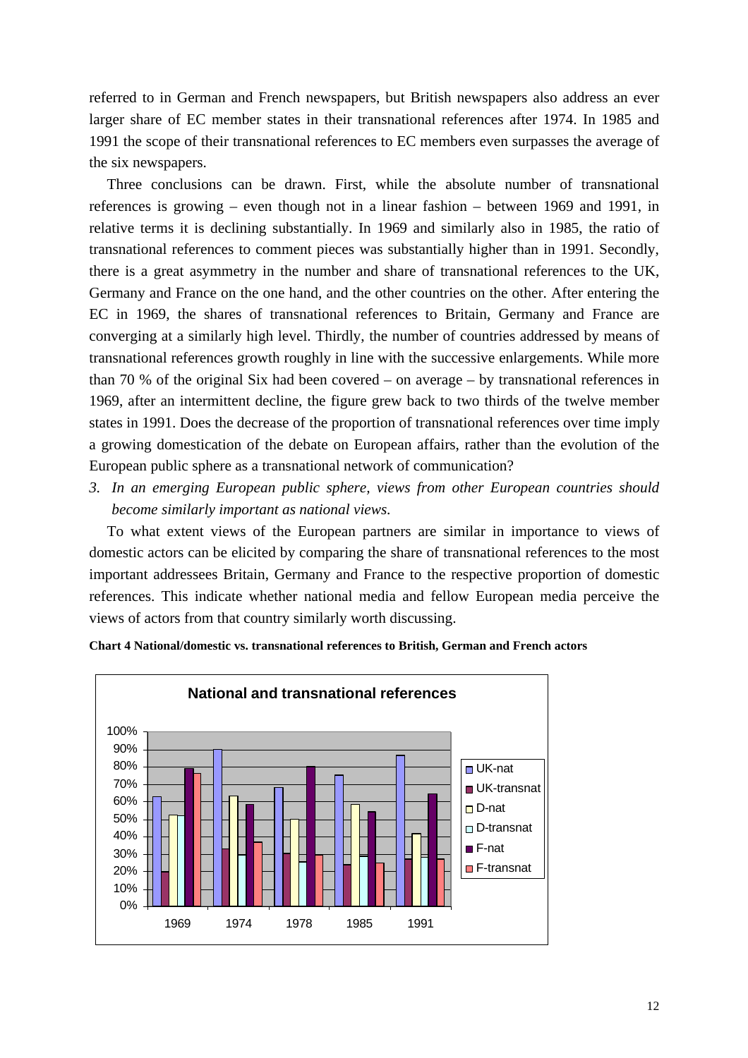referred to in German and French newspapers, but British newspapers also address an ever larger share of EC member states in their transnational references after 1974. In 1985 and 1991 the scope of their transnational references to EC members even surpasses the average of the six newspapers.

Three conclusions can be drawn. First, while the absolute number of transnational references is growing – even though not in a linear fashion – between 1969 and 1991, in relative terms it is declining substantially. In 1969 and similarly also in 1985, the ratio of transnational references to comment pieces was substantially higher than in 1991. Secondly, there is a great asymmetry in the number and share of transnational references to the UK, Germany and France on the one hand, and the other countries on the other. After entering the EC in 1969, the shares of transnational references to Britain, Germany and France are converging at a similarly high level. Thirdly, the number of countries addressed by means of transnational references growth roughly in line with the successive enlargements. While more than 70 % of the original Six had been covered – on average – by transnational references in 1969, after an intermittent decline, the figure grew back to two thirds of the twelve member states in 1991. Does the decrease of the proportion of transnational references over time imply a growing domestication of the debate on European affairs, rather than the evolution of the European public sphere as a transnational network of communication?

3. *In an emerging European public sphere, views from other European countries should become similarly important as national views.*

To what extent views of the European partners are similar in importance to views of domestic actors can be elicited by comparing the share of transnational references to the most important addressees Britain, Germany and France to the respective proportion of domestic references. This indicate whether national media and fellow European media perceive the views of actors from that country similarly worth discussing.

**Chart 4 National/domestic vs. transnational references to British, German and French actors**

National and transnational references

| | 1969 | 1974 | 1978 | 1985 | 1991 |
|---|---|---|---|---|---|
| UK-nat | 63% | 90% | 68% | 75% | 86% |
| UK-transnat | 20% | 33% | 30% | 24% | 27% |
| D-nat | 52% | 63% | 50% | 58% | 42% |
| D-transnat | 52% | 30% | 26% | 29% | 28% |
| F-nat | 79% | 58% | 80% | 54% | 64% |
| F-transnat | 76% | 37% | 30% | 25% | 27% |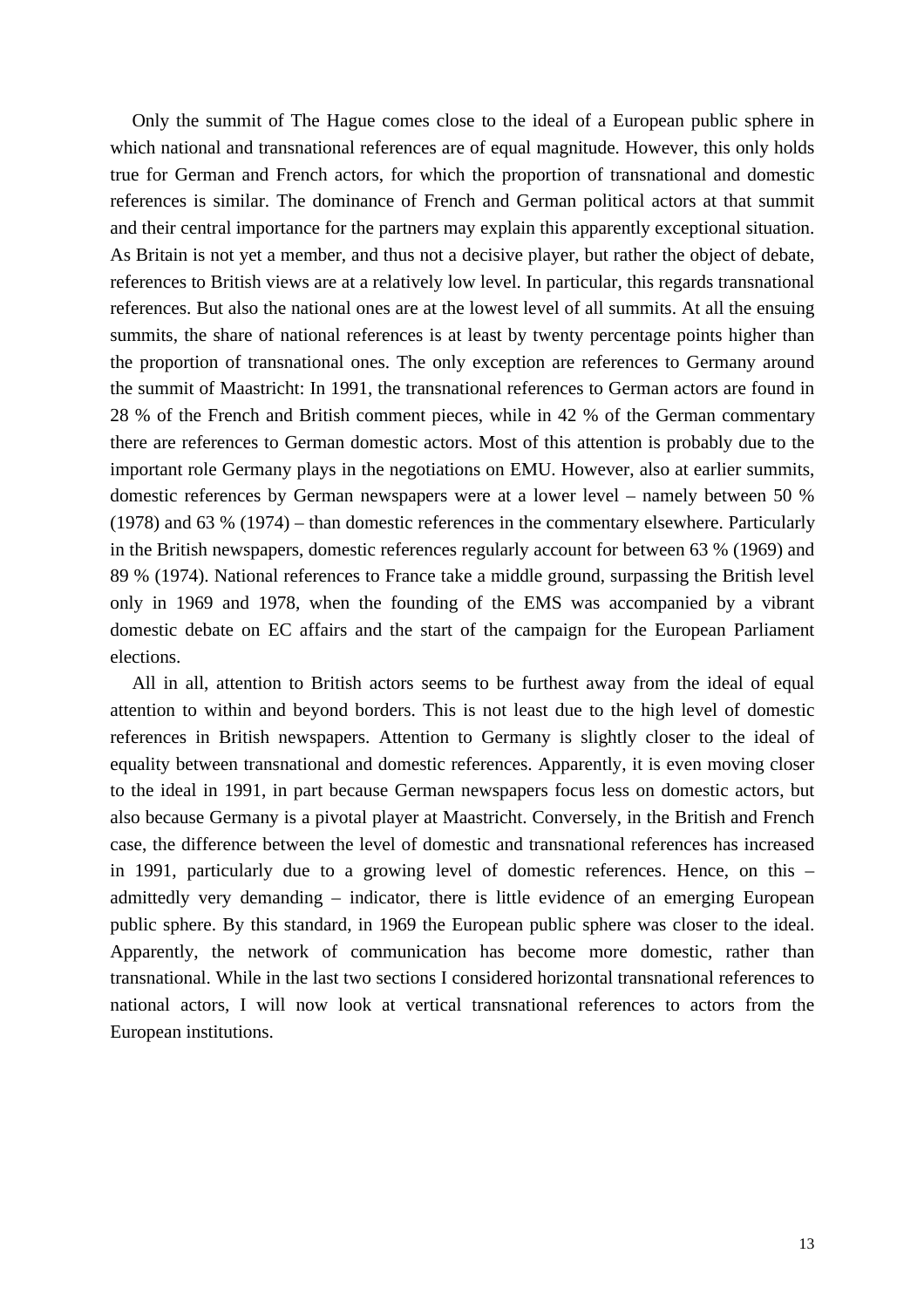Only the summit of The Hague comes close to the ideal of a European public sphere in which national and transnational references are of equal magnitude. However, this only holds true for German and French actors, for which the proportion of transnational and domestic references is similar. The dominance of French and German political actors at that summit and their central importance for the partners may explain this apparently exceptional situation. As Britain is not yet a member, and thus not a decisive player, but rather the object of debate, references to British views are at a relatively low level. In particular, this regards transnational references. But also the national ones are at the lowest level of all summits. At all the ensuing summits, the share of national references is at least by twenty percentage points higher than the proportion of transnational ones. The only exception are references to Germany around the summit of Maastricht: In 1991, the transnational references to German actors are found in 28 % of the French and British comment pieces, while in 42 % of the German commentary there are references to German domestic actors. Most of this attention is probably due to the important role Germany plays in the negotiations on EMU. However, also at earlier summits, domestic references by German newspapers were at a lower level – namely between 50 % (1978) and 63 % (1974) – than domestic references in the commentary elsewhere. Particularly in the British newspapers, domestic references regularly account for between 63 % (1969) and 89 % (1974). National references to France take a middle ground, surpassing the British level only in 1969 and 1978, when the founding of the EMS was accompanied by a vibrant domestic debate on EC affairs and the start of the campaign for the European Parliament elections.

All in all, attention to British actors seems to be furthest away from the ideal of equal attention to within and beyond borders. This is not least due to the high level of domestic references in British newspapers. Attention to Germany is slightly closer to the ideal of equality between transnational and domestic references. Apparently, it is even moving closer to the ideal in 1991, in part because German newspapers focus less on domestic actors, but also because Germany is a pivotal player at Maastricht. Conversely, in the British and French case, the difference between the level of domestic and transnational references has increased in 1991, particularly due to a growing level of domestic references. Hence, on this – admittedly very demanding – indicator, there is little evidence of an emerging European public sphere. By this standard, in 1969 the European public sphere was closer to the ideal. Apparently, the network of communication has become more domestic, rather than transnational. While in the last two sections I considered horizontal transnational references to national actors, I will now look at vertical transnational references to actors from the European institutions.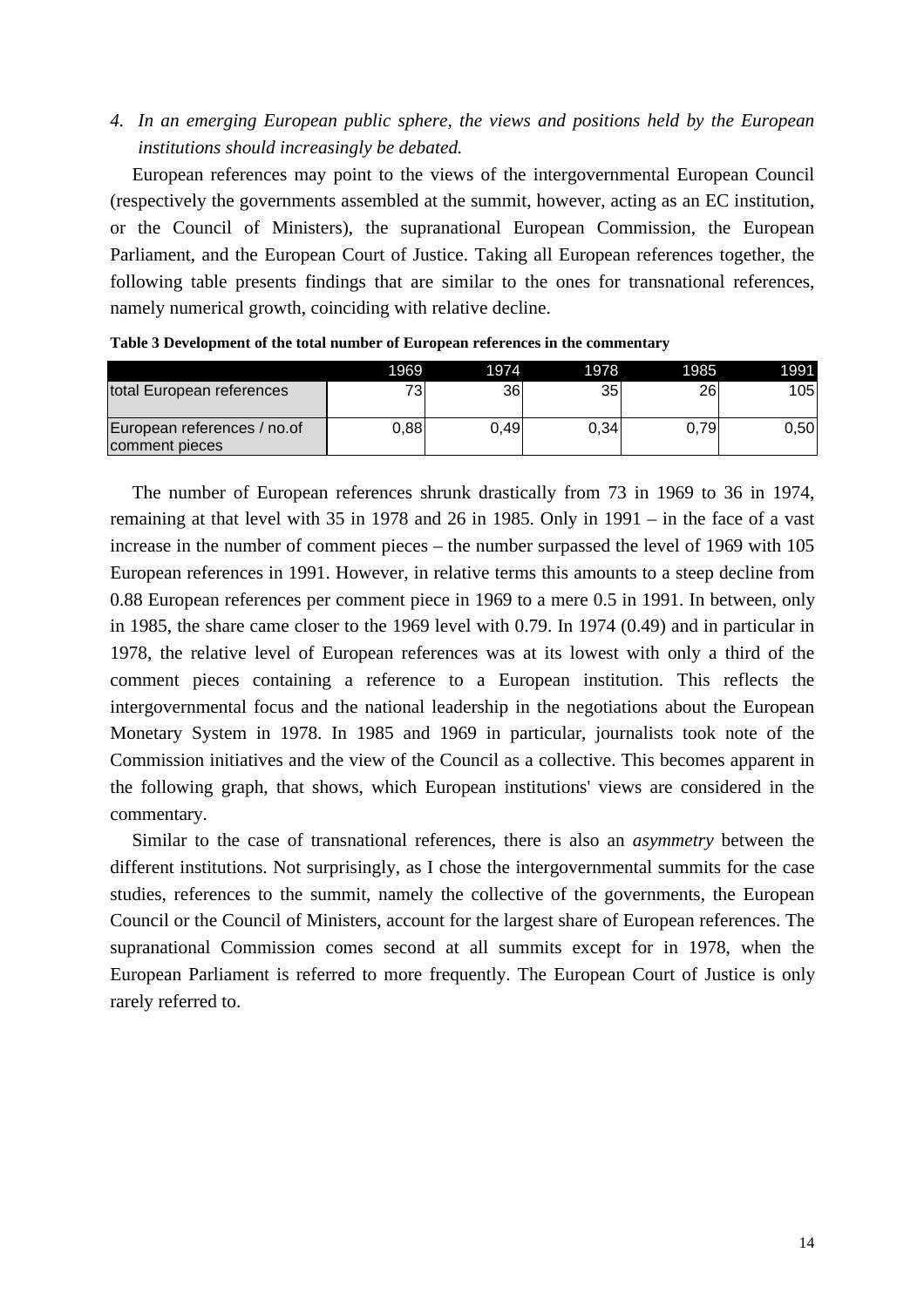4. *In an emerging European public sphere, the views and positions held by the European institutions should increasingly be debated.*

European references may point to the views of the intergovernmental European Council (respectively the governments assembled at the summit, however, acting as an EC institution, or the Council of Ministers), the supranational European Commission, the European Parliament, and the European Court of Justice. Taking all European references together, the following table presents findings that are similar to the ones for transnational references, namely numerical growth, coinciding with relative decline.

**Table 3 Development of the total number of European references in the commentary**

| | 1969 | 1974 | 1978 | 1985 | 1991 |
|---|---|---|---|---|---|
| total European references | 73 | 36 | 35 | 26 | 105 |
| European references / no.of comment pieces | 0,88 | 0,49 | 0,34 | 0,79 | 0,50 |

The number of European references shrunk drastically from 73 in 1969 to 36 in 1974, remaining at that level with 35 in 1978 and 26 in 1985. Only in 1991 – in the face of a vast increase in the number of comment pieces – the number surpassed the level of 1969 with 105 European references in 1991. However, in relative terms this amounts to a steep decline from 0.88 European references per comment piece in 1969 to a mere 0.5 in 1991. In between, only in 1985, the share came closer to the 1969 level with 0.79. In 1974 (0.49) and in particular in 1978, the relative level of European references was at its lowest with only a third of the comment pieces containing a reference to a European institution. This reflects the intergovernmental focus and the national leadership in the negotiations about the European Monetary System in 1978. In 1985 and 1969 in particular, journalists took note of the Commission initiatives and the view of the Council as a collective. This becomes apparent in the following graph, that shows, which European institutions' views are considered in the commentary.

Similar to the case of transnational references, there is also an *asymmetry* between the different institutions. Not surprisingly, as I chose the intergovernmental summits for the case studies, references to the summit, namely the collective of the governments, the European Council or the Council of Ministers, account for the largest share of European references. The supranational Commission comes second at all summits except for in 1978, when the European Parliament is referred to more frequently. The European Court of Justice is only rarely referred to.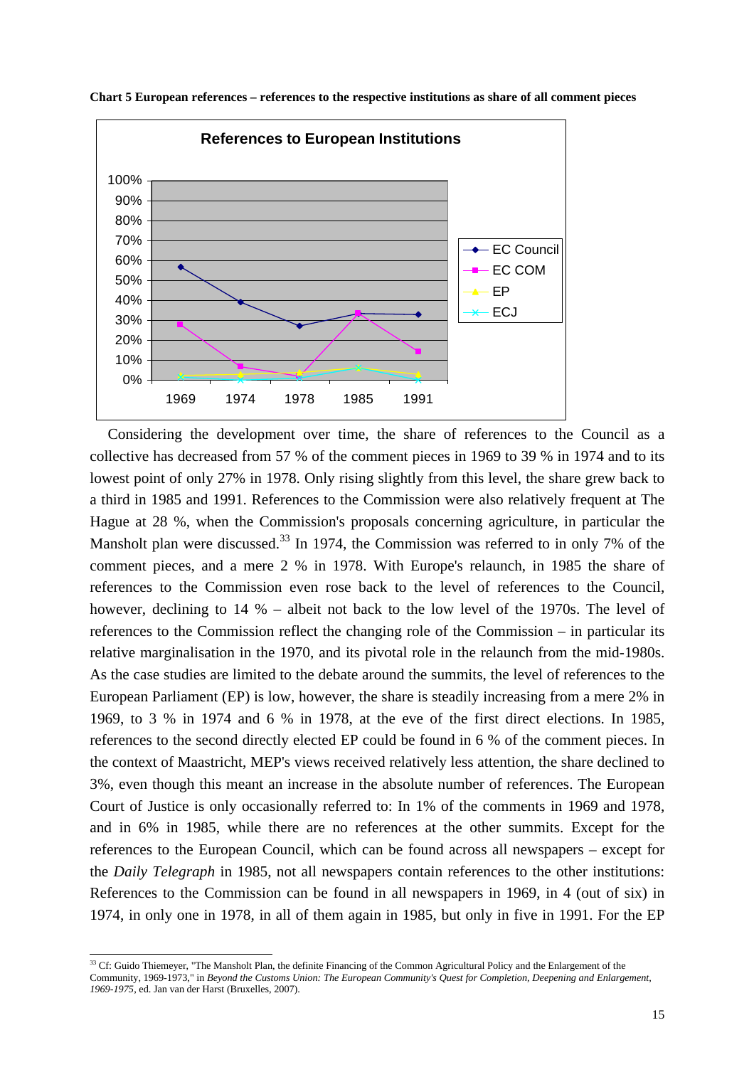**Chart 5 European references – references to the respective institutions as share of all comment pieces**

Considering the development over time, the share of references to the Council as a collective has decreased from 57 % of the comment pieces in 1969 to 39 % in 1974 and to its lowest point of only 27% in 1978. Only rising slightly from this level, the share grew back to a third in 1985 and 1991. References to the Commission were also relatively frequent at The Hague at 28 %, when the Commission's proposals concerning agriculture, in particular the Mansholt plan were discussed.[33] In 1974, the Commission was referred to in only 7% of the comment pieces, and a mere 2 % in 1978. With Europe's relaunch, in 1985 the share of references to the Commission even rose back to the level of references to the Council, however, declining to 14 % – albeit not back to the low level of the 1970s. The level of references to the Commission reflect the changing role of the Commission – in particular its relative marginalisation in the 1970, and its pivotal role in the relaunch from the mid-1980s. As the case studies are limited to the debate around the summits, the level of references to the European Parliament (EP) is low, however, the share is steadily increasing from a mere 2% in 1969, to 3 % in 1974 and 6 % in 1978, at the eve of the first direct elections. In 1985, references to the second directly elected EP could be found in 6 % of the comment pieces. In the context of Maastricht, MEP's views received relatively less attention, the share declined to 3%, even though this meant an increase in the absolute number of references. The European Court of Justice is only occasionally referred to: In 1% of the comments in 1969 and 1978, and in 6% in 1985, while there are no references at the other summits. Except for the references to the European Council, which can be found across all newspapers – except for the *Daily Telegraph* in 1985, not all newspapers contain references to the other institutions: References to the Commission can be found in all newspapers in 1969, in 4 (out of six) in 1974, in only one in 1978, in all of them again in 1985, but only in five in 1991. For the EP

[33] Cf: Guido Thiemeyer, "The Mansholt Plan, the definite Financing of the Common Agricultural Policy and the Enlargement of the Community, 1969-1973," in *Beyond the Customs Union: The European Community's Quest for Completion, Deepening and Enlargement, 1969-1975*, ed. Jan van der Harst (Bruxelles, 2007).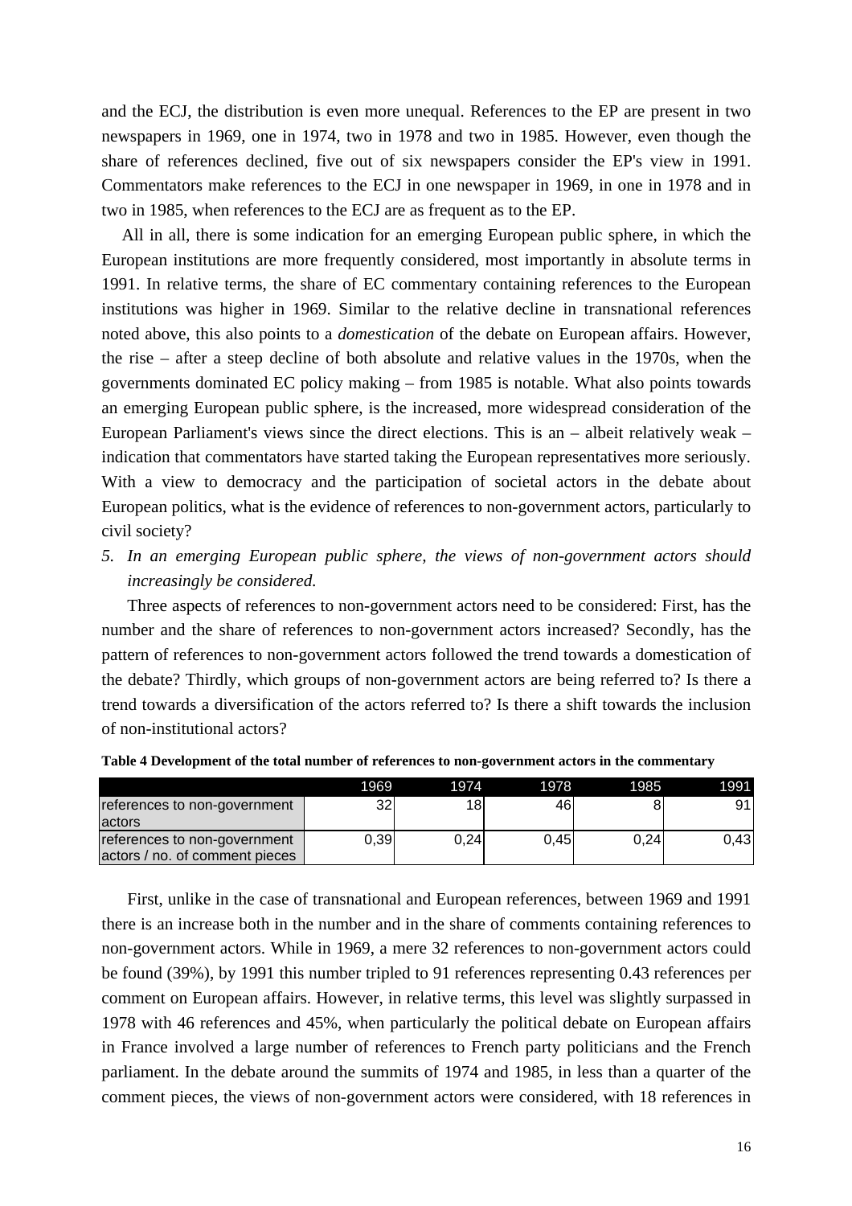and the ECJ, the distribution is even more unequal. References to the EP are present in two newspapers in 1969, one in 1974, two in 1978 and two in 1985. However, even though the share of references declined, five out of six newspapers consider the EP's view in 1991. Commentators make references to the ECJ in one newspaper in 1969, in one in 1978 and in two in 1985, when references to the ECJ are as frequent as to the EP.

All in all, there is some indication for an emerging European public sphere, in which the European institutions are more frequently considered, most importantly in absolute terms in 1991. In relative terms, the share of EC commentary containing references to the European institutions was higher in 1969. Similar to the relative decline in transnational references noted above, this also points to a *domestication* of the debate on European affairs. However, the rise – after a steep decline of both absolute and relative values in the 1970s, when the governments dominated EC policy making – from 1985 is notable. What also points towards an emerging European public sphere, is the increased, more widespread consideration of the European Parliament's views since the direct elections. This is an – albeit relatively weak – indication that commentators have started taking the European representatives more seriously. With a view to democracy and the participation of societal actors in the debate about European politics, what is the evidence of references to non-government actors, particularly to civil society?

5. *In an emerging European public sphere, the views of non-government actors should increasingly be considered.*

Three aspects of references to non-government actors need to be considered: First, has the number and the share of references to non-government actors increased? Secondly, has the pattern of references to non-government actors followed the trend towards a domestication of the debate? Thirdly, which groups of non-government actors are being referred to? Is there a trend towards a diversification of the actors referred to? Is there a shift towards the inclusion of non-institutional actors?

**Table 4 Development of the total number of references to non-government actors in the commentary**

| | 1969 | 1974 | 1978 | 1985 | 1991 |
|---|---|---|---|---|---|
| references to non-government actors | 32 | 18 | 46 | 8 | 91 |
| references to non-government actors / no. of comment pieces | 0,39 | 0,24 | 0,45 | 0,24 | 0,43 |

First, unlike in the case of transnational and European references, between 1969 and 1991 there is an increase both in the number and in the share of comments containing references to non-government actors. While in 1969, a mere 32 references to non-government actors could be found (39%), by 1991 this number tripled to 91 references representing 0.43 references per comment on European affairs. However, in relative terms, this level was slightly surpassed in 1978 with 46 references and 45%, when particularly the political debate on European affairs in France involved a large number of references to French party politicians and the French parliament. In the debate around the summits of 1974 and 1985, in less than a quarter of the comment pieces, the views of non-government actors were considered, with 18 references in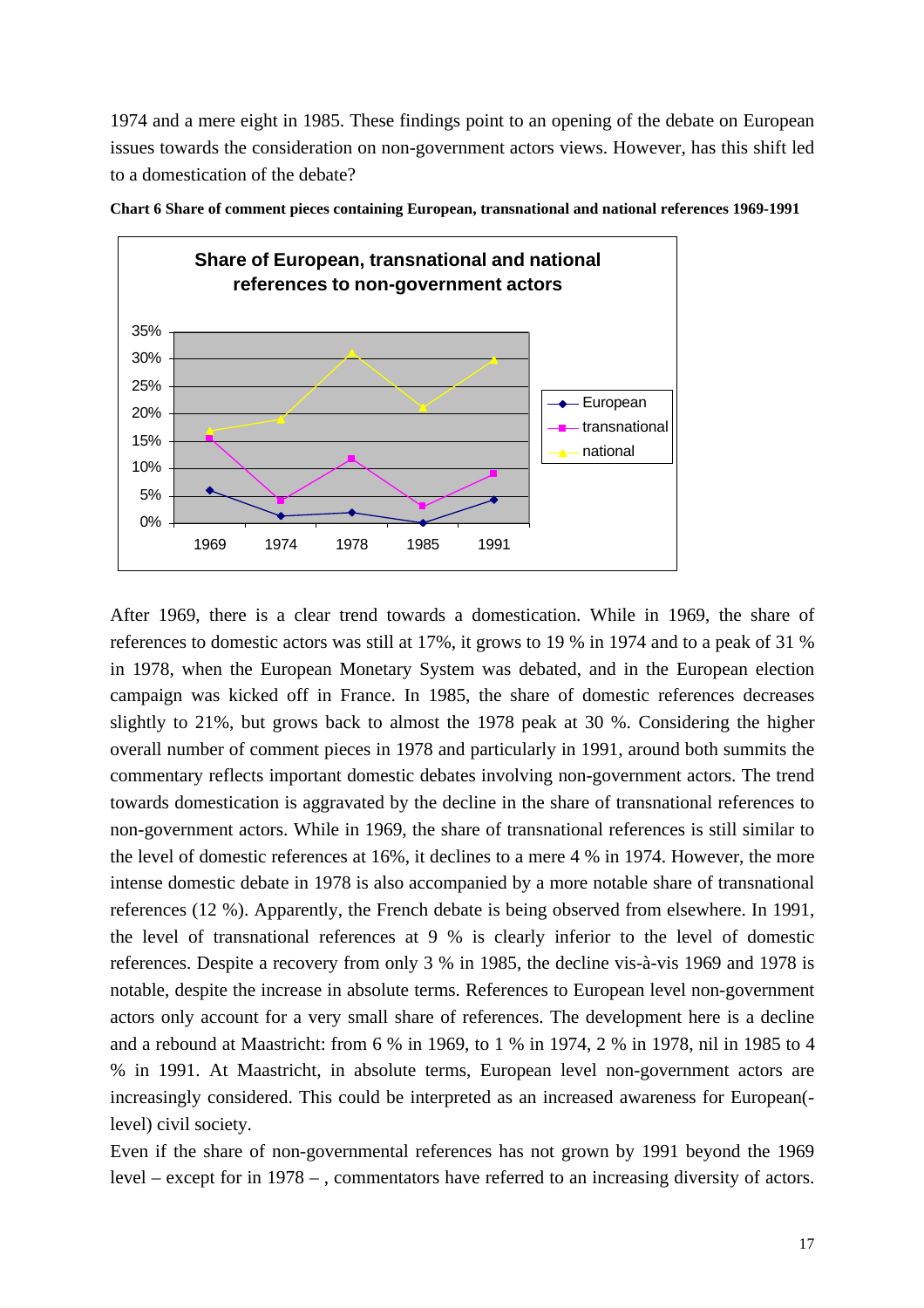1974 and a mere eight in 1985. These findings point to an opening of the debate on European issues towards the consideration on non-government actors views. However, has this shift led to a domestication of the debate?

**Chart 6 Share of comment pieces containing European, transnational and national references 1969-1991**

After 1969, there is a clear trend towards a domestication. While in 1969, the share of references to domestic actors was still at 17%, it grows to 19 % in 1974 and to a peak of 31 % in 1978, when the European Monetary System was debated, and in the European election campaign was kicked off in France. In 1985, the share of domestic references decreases slightly to 21%, but grows back to almost the 1978 peak at 30 %. Considering the higher overall number of comment pieces in 1978 and particularly in 1991, around both summits the commentary reflects important domestic debates involving non-government actors. The trend towards domestication is aggravated by the decline in the share of transnational references to non-government actors. While in 1969, the share of transnational references is still similar to the level of domestic references at 16%, it declines to a mere 4 % in 1974. However, the more intense domestic debate in 1978 is also accompanied by a more notable share of transnational references (12 %). Apparently, the French debate is being observed from elsewhere. In 1991, the level of transnational references at 9 % is clearly inferior to the level of domestic references. Despite a recovery from only 3 % in 1985, the decline vis-à-vis 1969 and 1978 is notable, despite the increase in absolute terms. References to European level non-government actors only account for a very small share of references. The development here is a decline and a rebound at Maastricht: from 6 % in 1969, to 1 % in 1974, 2 % in 1978, nil in 1985 to 4 % in 1991. At Maastricht, in absolute terms, European level non-government actors are increasingly considered. This could be interpreted as an increased awareness for European(-level) civil society.

Even if the share of non-governmental references has not grown by 1991 beyond the 1969 level – except for in 1978 – , commentators have referred to an increasing diversity of actors.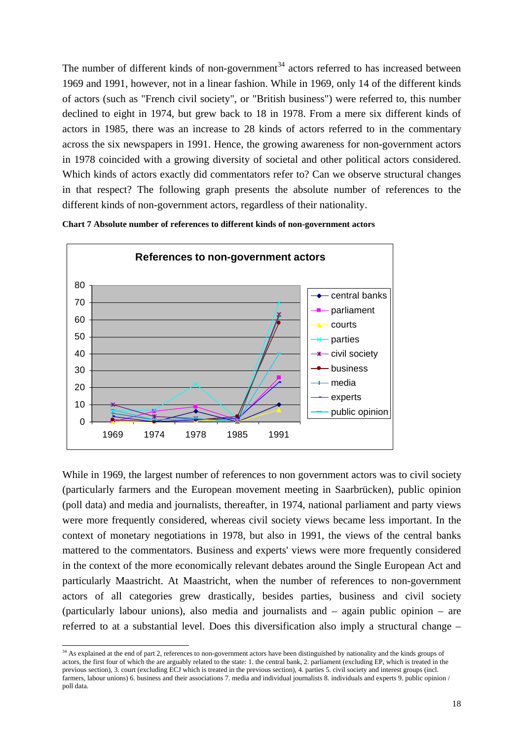The number of different kinds of non-government[34] actors referred to has increased between 1969 and 1991, however, not in a linear fashion. While in 1969, only 14 of the different kinds of actors (such as "French civil society", or "British business") were referred to, this number declined to eight in 1974, but grew back to 18 in 1978. From a mere six different kinds of actors in 1985, there was an increase to 28 kinds of actors referred to in the commentary across the six newspapers in 1991. Hence, the growing awareness for non-government actors in 1978 coincided with a growing diversity of societal and other political actors considered. Which kinds of actors exactly did commentators refer to? Can we observe structural changes in that respect? The following graph presents the absolute number of references to the different kinds of non-government actors, regardless of their nationality.

**Chart 7 Absolute number of references to different kinds of non-government actors**

References to non-government actors

While in 1969, the largest number of references to non government actors was to civil society (particularly farmers and the European movement meeting in Saarbrücken), public opinion (poll data) and media and journalists, thereafter, in 1974, national parliament and party views were more frequently considered, whereas civil society views became less important. In the context of monetary negotiations in 1978, but also in 1991, the views of the central banks mattered to the commentators. Business and experts' views were more frequently considered in the context of the more economically relevant debates around the Single European Act and particularly Maastricht. At Maastricht, when the number of references to non-government actors of all categories grew drastically, besides parties, business and civil society (particularly labour unions), also media and journalists and – again public opinion – are referred to at a substantial level. Does this diversification also imply a structural change –

[34] As explained at the end of part 2, references to non-government actors have been distinguished by nationality and the kinds groups of actors, the first four of which the are arguably related to the state: 1. the central bank, 2. parliament (excluding EP, which is treated in the previous section), 3. court (excluding ECJ which is treated in the previous section), 4. parties 5. civil society and interest groups (incl. farmers, labour unions) 6. business and their associations 7. media and individual journalists 8. individuals and experts 9. public opinion / poll data.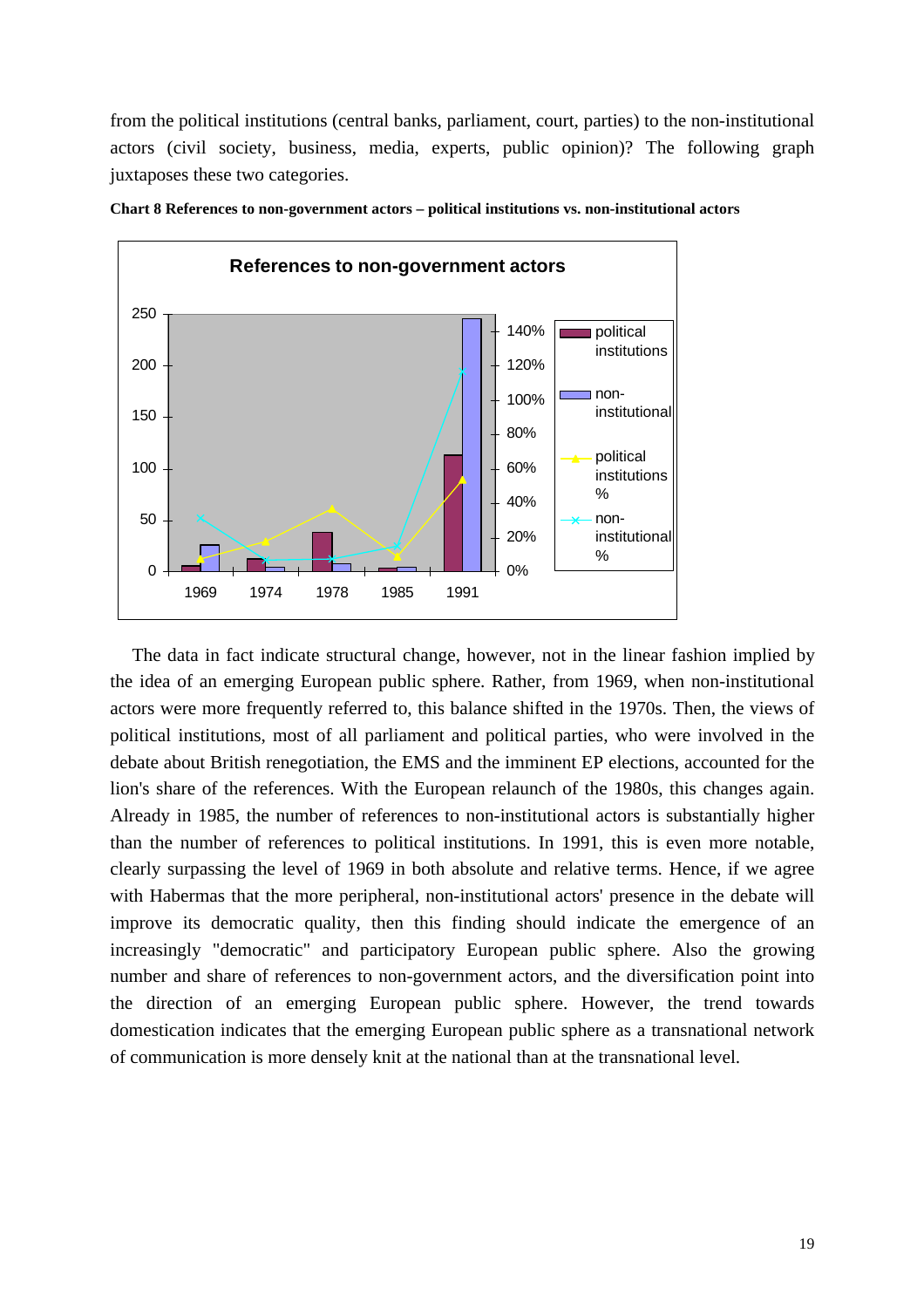from the political institutions (central banks, parliament, court, parties) to the non-institutional actors (civil society, business, media, experts, public opinion)? The following graph juxtaposes these two categories.

**Chart 8 References to non-government actors – political institutions vs. non-institutional actors**

The data in fact indicate structural change, however, not in the linear fashion implied by the idea of an emerging European public sphere. Rather, from 1969, when non-institutional actors were more frequently referred to, this balance shifted in the 1970s. Then, the views of political institutions, most of all parliament and political parties, who were involved in the debate about British renegotiation, the EMS and the imminent EP elections, accounted for the lion's share of the references. With the European relaunch of the 1980s, this changes again. Already in 1985, the number of references to non-institutional actors is substantially higher than the number of references to political institutions. In 1991, this is even more notable, clearly surpassing the level of 1969 in both absolute and relative terms. Hence, if we agree with Habermas that the more peripheral, non-institutional actors' presence in the debate will improve its democratic quality, then this finding should indicate the emergence of an increasingly "democratic" and participatory European public sphere. Also the growing number and share of references to non-government actors, and the diversification point into the direction of an emerging European public sphere. However, the trend towards domestication indicates that the emerging European public sphere as a transnational network of communication is more densely knit at the national than at the transnational level.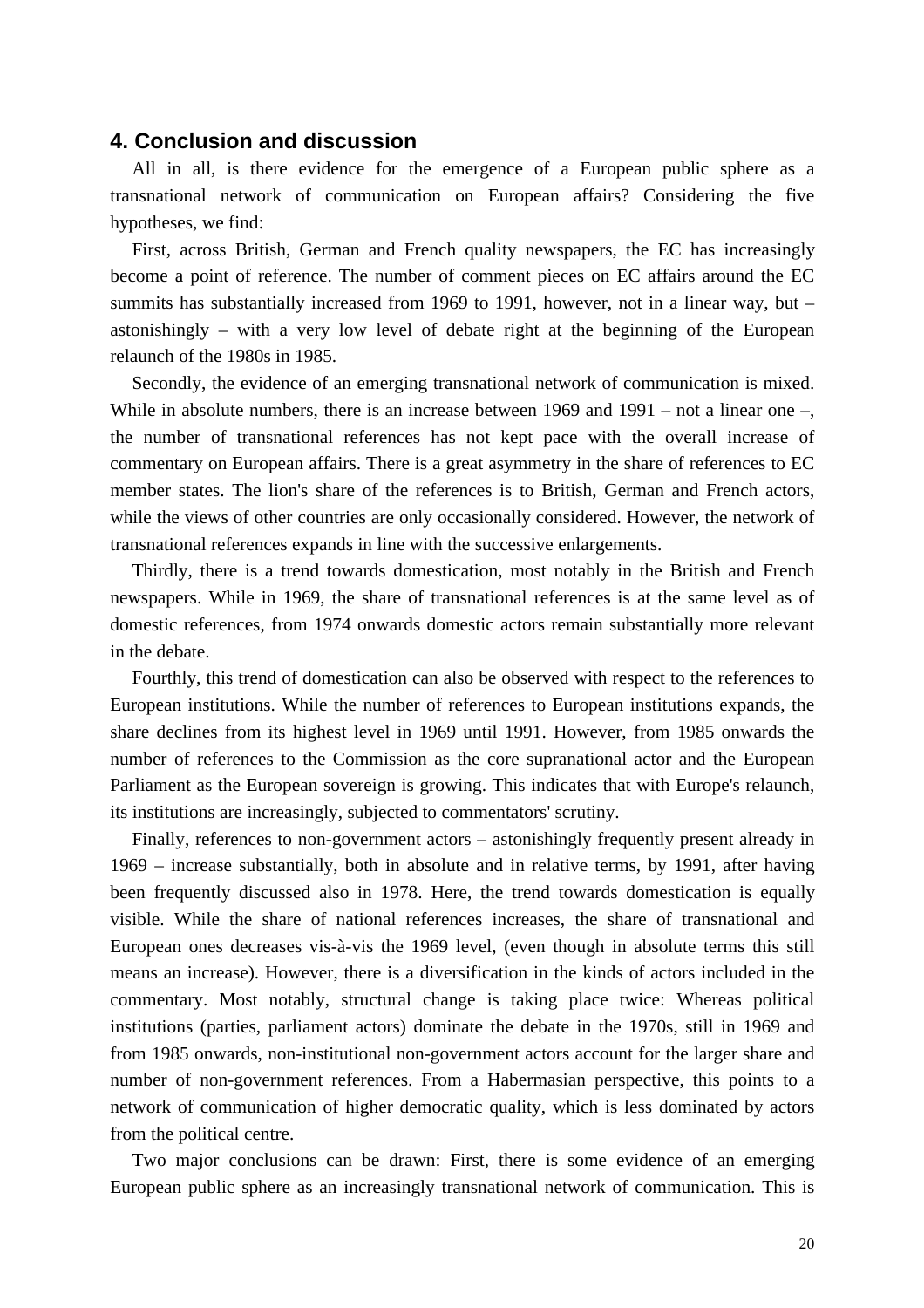## 4. Conclusion and discussion

All in all, is there evidence for the emergence of a European public sphere as a transnational network of communication on European affairs? Considering the five hypotheses, we find:

First, across British, German and French quality newspapers, the EC has increasingly become a point of reference. The number of comment pieces on EC affairs around the EC summits has substantially increased from 1969 to 1991, however, not in a linear way, but – astonishingly – with a very low level of debate right at the beginning of the European relaunch of the 1980s in 1985.

Secondly, the evidence of an emerging transnational network of communication is mixed. While in absolute numbers, there is an increase between 1969 and 1991 – not a linear one –, the number of transnational references has not kept pace with the overall increase of commentary on European affairs. There is a great asymmetry in the share of references to EC member states. The lion's share of the references is to British, German and French actors, while the views of other countries are only occasionally considered. However, the network of transnational references expands in line with the successive enlargements.

Thirdly, there is a trend towards domestication, most notably in the British and French newspapers. While in 1969, the share of transnational references is at the same level as of domestic references, from 1974 onwards domestic actors remain substantially more relevant in the debate.

Fourthly, this trend of domestication can also be observed with respect to the references to European institutions. While the number of references to European institutions expands, the share declines from its highest level in 1969 until 1991. However, from 1985 onwards the number of references to the Commission as the core supranational actor and the European Parliament as the European sovereign is growing. This indicates that with Europe's relaunch, its institutions are increasingly, subjected to commentators' scrutiny.

Finally, references to non-government actors – astonishingly frequently present already in 1969 – increase substantially, both in absolute and in relative terms, by 1991, after having been frequently discussed also in 1978. Here, the trend towards domestication is equally visible. While the share of national references increases, the share of transnational and European ones decreases vis-à-vis the 1969 level, (even though in absolute terms this still means an increase). However, there is a diversification in the kinds of actors included in the commentary. Most notably, structural change is taking place twice: Whereas political institutions (parties, parliament actors) dominate the debate in the 1970s, still in 1969 and from 1985 onwards, non-institutional non-government actors account for the larger share and number of non-government references. From a Habermasian perspective, this points to a network of communication of higher democratic quality, which is less dominated by actors from the political centre.

Two major conclusions can be drawn: First, there is some evidence of an emerging European public sphere as an increasingly transnational network of communication. This is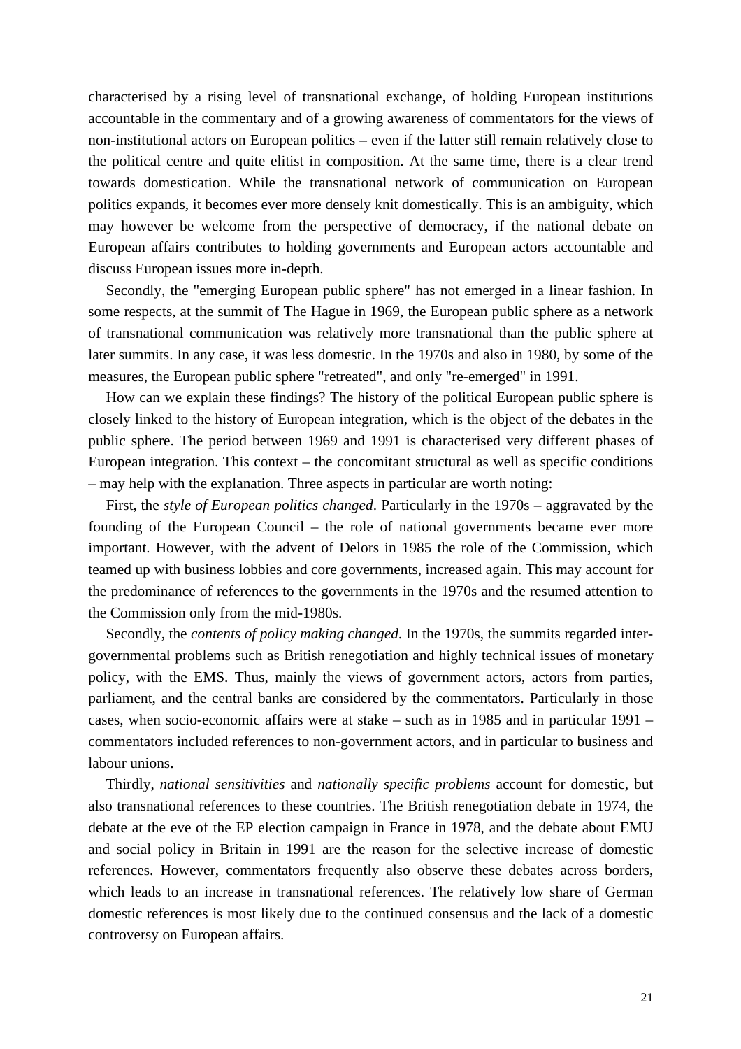characterised by a rising level of transnational exchange, of holding European institutions accountable in the commentary and of a growing awareness of commentators for the views of non-institutional actors on European politics – even if the latter still remain relatively close to the political centre and quite elitist in composition. At the same time, there is a clear trend towards domestication. While the transnational network of communication on European politics expands, it becomes ever more densely knit domestically. This is an ambiguity, which may however be welcome from the perspective of democracy, if the national debate on European affairs contributes to holding governments and European actors accountable and discuss European issues more in-depth.

Secondly, the "emerging European public sphere" has not emerged in a linear fashion. In some respects, at the summit of The Hague in 1969, the European public sphere as a network of transnational communication was relatively more transnational than the public sphere at later summits. In any case, it was less domestic. In the 1970s and also in 1980, by some of the measures, the European public sphere "retreated", and only "re-emerged" in 1991.

How can we explain these findings? The history of the political European public sphere is closely linked to the history of European integration, which is the object of the debates in the public sphere. The period between 1969 and 1991 is characterised very different phases of European integration. This context – the concomitant structural as well as specific conditions – may help with the explanation. Three aspects in particular are worth noting:

First, the *style of European politics changed*. Particularly in the 1970s – aggravated by the founding of the European Council – the role of national governments became ever more important. However, with the advent of Delors in 1985 the role of the Commission, which teamed up with business lobbies and core governments, increased again. This may account for the predominance of references to the governments in the 1970s and the resumed attention to the Commission only from the mid-1980s.

Secondly, the *contents of policy making changed*. In the 1970s, the summits regarded inter-governmental problems such as British renegotiation and highly technical issues of monetary policy, with the EMS. Thus, mainly the views of government actors, actors from parties, parliament, and the central banks are considered by the commentators. Particularly in those cases, when socio-economic affairs were at stake – such as in 1985 and in particular 1991 – commentators included references to non-government actors, and in particular to business and labour unions.

Thirdly, *national sensitivities* and *nationally specific problems* account for domestic, but also transnational references to these countries. The British renegotiation debate in 1974, the debate at the eve of the EP election campaign in France in 1978, and the debate about EMU and social policy in Britain in 1991 are the reason for the selective increase of domestic references. However, commentators frequently also observe these debates across borders, which leads to an increase in transnational references. The relatively low share of German domestic references is most likely due to the continued consensus and the lack of a domestic controversy on European affairs.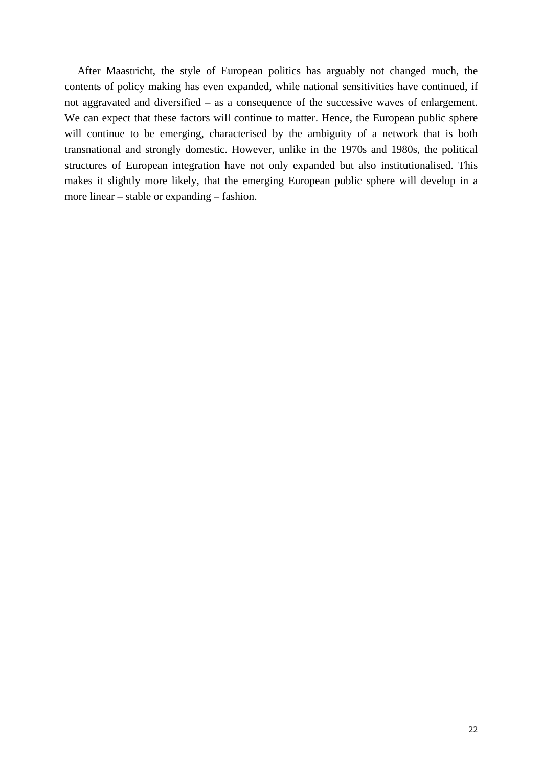After Maastricht, the style of European politics has arguably not changed much, the contents of policy making has even expanded, while national sensitivities have continued, if not aggravated and diversified – as a consequence of the successive waves of enlargement. We can expect that these factors will continue to matter. Hence, the European public sphere will continue to be emerging, characterised by the ambiguity of a network that is both transnational and strongly domestic. However, unlike in the 1970s and 1980s, the political structures of European integration have not only expanded but also institutionalised. This makes it slightly more likely, that the emerging European public sphere will develop in a more linear – stable or expanding – fashion.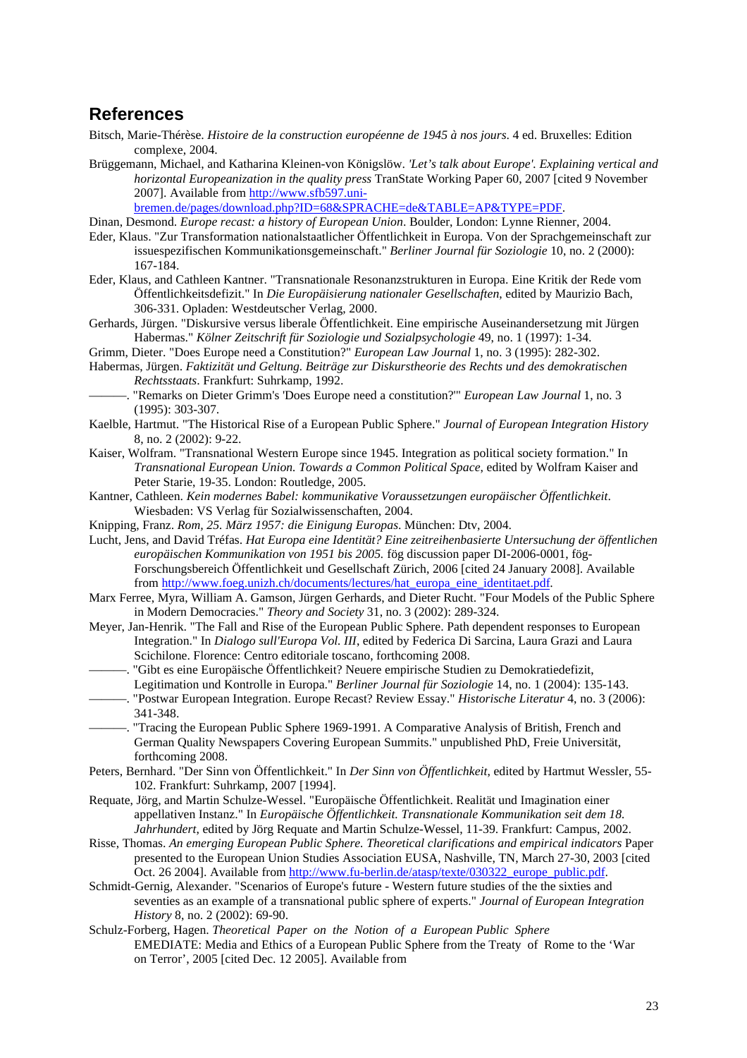## References

Bitsch, Marie-Thérèse. *Histoire de la construction européenne de 1945 à nos jours*. 4 ed. Bruxelles: Edition complexe, 2004.

Brüggemann, Michael, and Katharina Kleinen-von Königslöw. *'Let's talk about Europe'. Explaining vertical and horizontal Europeanization in the quality press* TranState Working Paper 60, 2007 [cited 9 November 2007]. Available from http://www.sfb597.uni-bremen.de/pages/download.php?ID=68&SPRACHE=de&TABLE=AP&TYPE=PDF.

Dinan, Desmond. *Europe recast: a history of European Union*. Boulder, London: Lynne Rienner, 2004.

Eder, Klaus. "Zur Transformation nationalstaatlicher Öffentlichkeit in Europa. Von der Sprachgemeinschaft zur issuespezifischen Kommunikationsgemeinschaft." *Berliner Journal für Soziologie* 10, no. 2 (2000): 167-184.

Eder, Klaus, and Cathleen Kantner. "Transnationale Resonanzstrukturen in Europa. Eine Kritik der Rede vom Öffentlichkeitsdefizit." In *Die Europäisierung nationaler Gesellschaften*, edited by Maurizio Bach, 306-331. Opladen: Westdeutscher Verlag, 2000.

Gerhards, Jürgen. "Diskursive versus liberale Öffentlichkeit. Eine empirische Auseinandersetzung mit Jürgen Habermas." *Kölner Zeitschrift für Soziologie und Sozialpsychologie* 49, no. 1 (1997): 1-34.

Grimm, Dieter. "Does Europe need a Constitution?" *European Law Journal* 1, no. 3 (1995): 282-302.

Habermas, Jürgen. *Faktizität und Geltung. Beiträge zur Diskurstheorie des Rechts und des demokratischen Rechtsstaats*. Frankfurt: Suhrkamp, 1992.

———. "Remarks on Dieter Grimm's 'Does Europe need a constitution?'" *European Law Journal* 1, no. 3 (1995): 303-307.

Kaelble, Hartmut. "The Historical Rise of a European Public Sphere." *Journal of European Integration History* 8, no. 2 (2002): 9-22.

Kaiser, Wolfram. "Transnational Western Europe since 1945. Integration as political society formation." In *Transnational European Union. Towards a Common Political Space*, edited by Wolfram Kaiser and Peter Starie, 19-35. London: Routledge, 2005.

Kantner, Cathleen. *Kein modernes Babel: kommunikative Voraussetzungen europäischer Öffentlichkeit*. Wiesbaden: VS Verlag für Sozialwissenschaften, 2004.

Knipping, Franz. *Rom, 25. März 1957: die Einigung Europas*. München: Dtv, 2004.

Lucht, Jens, and David Tréfas. *Hat Europa eine Identität? Eine zeitreihenbasierte Untersuchung der öffentlichen europäischen Kommunikation von 1951 bis 2005.* fög discussion paper DI-2006-0001, fög-Forschungsbereich Öffentlichkeit und Gesellschaft Zürich, 2006 [cited 24 January 2008]. Available from http://www.foeg.unizh.ch/documents/lectures/hat_europa_eine_identitaet.pdf.

Marx Ferree, Myra, William A. Gamson, Jürgen Gerhards, and Dieter Rucht. "Four Models of the Public Sphere in Modern Democracies." *Theory and Society* 31, no. 3 (2002): 289-324.

Meyer, Jan-Henrik. "The Fall and Rise of the European Public Sphere. Path dependent responses to European Integration." In *Dialogo sull'Europa Vol. III*, edited by Federica Di Sarcina, Laura Grazi and Laura Scichilone. Florence: Centro editoriale toscano, forthcoming 2008.

———. "Gibt es eine Europäische Öffentlichkeit? Neuere empirische Studien zu Demokratiedefizit, Legitimation und Kontrolle in Europa." *Berliner Journal für Soziologie* 14, no. 1 (2004): 135-143.

———. "Postwar European Integration. Europe Recast? Review Essay." *Historische Literatur* 4, no. 3 (2006): 341-348.

———. "Tracing the European Public Sphere 1969-1991. A Comparative Analysis of British, French and German Quality Newspapers Covering European Summits." unpublished PhD, Freie Universität, forthcoming 2008.

Peters, Bernhard. "Der Sinn von Öffentlichkeit." In *Der Sinn von Öffentlichkeit*, edited by Hartmut Wessler, 55-102. Frankfurt: Suhrkamp, 2007 [1994].

Requate, Jörg, and Martin Schulze-Wessel. "Europäische Öffentlichkeit. Realität und Imagination einer appellativen Instanz." In *Europäische Öffentlichkeit. Transnationale Kommunikation seit dem 18. Jahrhundert*, edited by Jörg Requate and Martin Schulze-Wessel, 11-39. Frankfurt: Campus, 2002.

Risse, Thomas. *An emerging European Public Sphere. Theoretical clarifications and empirical indicators* Paper presented to the European Union Studies Association EUSA, Nashville, TN, March 27-30, 2003 [cited Oct. 26 2004]. Available from http://www.fu-berlin.de/atasp/texte/030322_europe_public.pdf.

Schmidt-Gernig, Alexander. "Scenarios of Europe's future - Western future studies of the the sixties and seventies as an example of a transnational public sphere of experts." *Journal of European Integration History* 8, no. 2 (2002): 69-90.

Schulz-Forberg, Hagen. *Theoretical Paper on the Notion of a European Public Sphere* EMEDIATE: Media and Ethics of a European Public Sphere from the Treaty of Rome to the 'War on Terror', 2005 [cited Dec. 12 2005]. Available from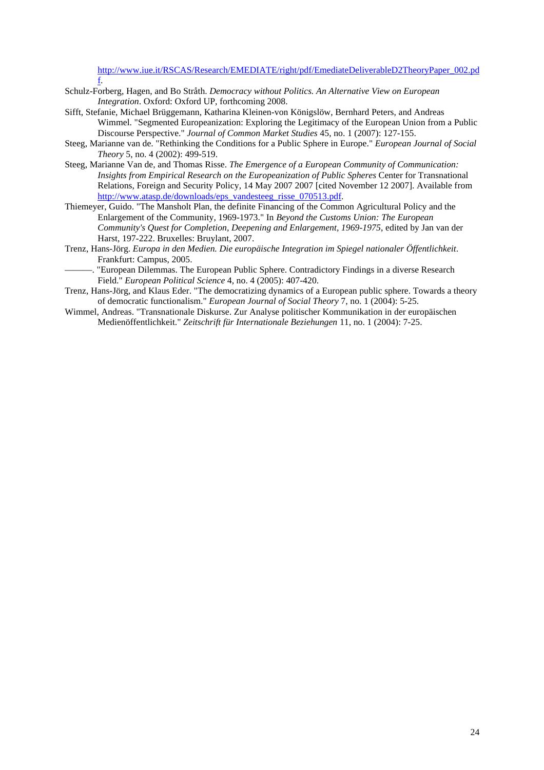http://www.iue.it/RSCAS/Research/EMEDIATE/right/pdf/EmediateDeliverableD2TheoryPaper_002.pdf.

Schulz-Forberg, Hagen, and Bo Stråth. *Democracy without Politics. An Alternative View on European Integration*. Oxford: Oxford UP, forthcoming 2008.

Sifft, Stefanie, Michael Brüggemann, Katharina Kleinen-von Königslöw, Bernhard Peters, and Andreas Wimmel. "Segmented Europeanization: Exploring the Legitimacy of the European Union from a Public Discourse Perspective." *Journal of Common Market Studies* 45, no. 1 (2007): 127-155.

Steeg, Marianne van de. "Rethinking the Conditions for a Public Sphere in Europe." *European Journal of Social Theory* 5, no. 4 (2002): 499-519.

Steeg, Marianne Van de, and Thomas Risse. *The Emergence of a European Community of Communication: Insights from Empirical Research on the Europeanization of Public Spheres* Center for Transnational Relations, Foreign and Security Policy, 14 May 2007 2007 [cited November 12 2007]. Available from http://www.atasp.de/downloads/eps_vandesteeg_risse_070513.pdf.

Thiemeyer, Guido. "The Mansholt Plan, the definite Financing of the Common Agricultural Policy and the Enlargement of the Community, 1969-1973." In *Beyond the Customs Union: The European Community's Quest for Completion, Deepening and Enlargement, 1969-1975*, edited by Jan van der Harst, 197-222. Bruxelles: Bruylant, 2007.

Trenz, Hans-Jörg. *Europa in den Medien. Die europäische Integration im Spiegel nationaler Öffentlichkeit*. Frankfurt: Campus, 2005.

———. "European Dilemmas. The European Public Sphere. Contradictory Findings in a diverse Research Field." *European Political Science* 4, no. 4 (2005): 407-420.

Trenz, Hans-Jörg, and Klaus Eder. "The democratizing dynamics of a European public sphere. Towards a theory of democratic functionalism." *European Journal of Social Theory* 7, no. 1 (2004): 5-25.

Wimmel, Andreas. "Transnationale Diskurse. Zur Analyse politischer Kommunikation in der europäischen Medienöffentlichkeit." *Zeitschrift für Internationale Beziehungen* 11, no. 1 (2004): 7-25.